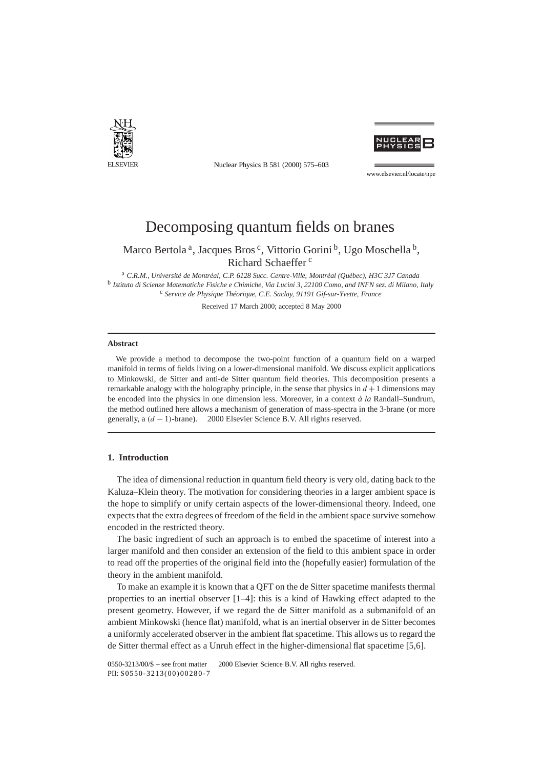# Decomposing quantum fields on branes

Marco Bertola [a], Jacques Bros [c], Vittorio Gorini [b], Ugo Moschella [b], Richard Schaeffer [c]

[a] *C.R.M., Université de Montréal, C.P. 6128 Succ. Centre-Ville, Montréal (Québec), H3C 3J7 Canada*
[b] *Istituto di Scienze Matematiche Fisiche e Chimiche, Via Lucini 3, 22100 Como, and INFN sez. di Milano, Italy*
[c] *Service de Physique Théorique, C.E. Saclay, 91191 Gif-sur-Yvette, France*

Received 17 March 2000; accepted 8 May 2000

## Abstract

We provide a method to decompose the two-point function of a quantum field on a warped manifold in terms of fields living on a lower-dimensional manifold. We discuss explicit applications to Minkowski, de Sitter and anti-de Sitter quantum field theories. This decomposition presents a remarkable analogy with the holography principle, in the sense that physics in $d+1$ dimensions may be encoded into the physics in one dimension less. Moreover, in a context *à la* Randall–Sundrum, the method outlined here allows a mechanism of generation of mass-spectra in the 3-brane (or more generally, a $(d-1)$-brane). © 2000 Elsevier Science B.V. All rights reserved.

## 1. Introduction

The idea of dimensional reduction in quantum field theory is very old, dating back to the Kaluza–Klein theory. The motivation for considering theories in a larger ambient space is the hope to simplify or unify certain aspects of the lower-dimensional theory. Indeed, one expects that the extra degrees of freedom of the field in the ambient space survive somehow encoded in the restricted theory.

The basic ingredient of such an approach is to embed the spacetime of interest into a larger manifold and then consider an extension of the field to this ambient space in order to read off the properties of the original field into the (hopefully easier) formulation of the theory in the ambient manifold.

To make an example it is known that a QFT on the de Sitter spacetime manifests thermal properties to an inertial observer [1–4]: this is a kind of Hawking effect adapted to the present geometry. However, if we regard the de Sitter manifold as a submanifold of an ambient Minkowski (hence flat) manifold, what is an inertial observer in de Sitter becomes a uniformly accelerated observer in the ambient flat spacetime. This allows us to regard the de Sitter thermal effect as a Unruh effect in the higher-dimensional flat spacetime [5,6].

0550-3213/00/$ – see front matter © 2000 Elsevier Science B.V. All rights reserved.
PII: S0550-3213(00)00280-7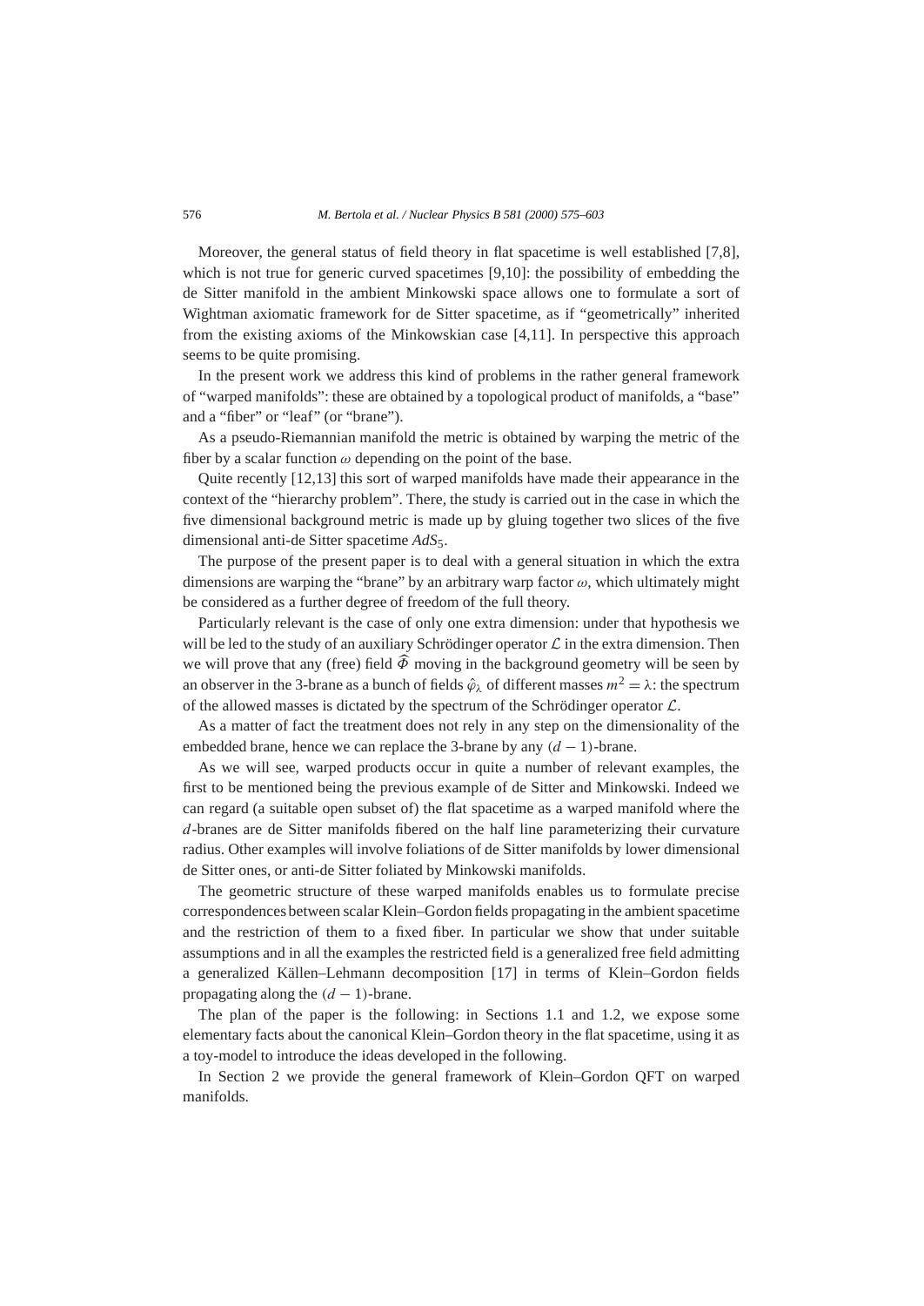Moreover, the general status of field theory in flat spacetime is well established [7,8], which is not true for generic curved spacetimes [9,10]: the possibility of embedding the de Sitter manifold in the ambient Minkowski space allows one to formulate a sort of Wightman axiomatic framework for de Sitter spacetime, as if "geometrically" inherited from the existing axioms of the Minkowskian case [4,11]. In perspective this approach seems to be quite promising.

In the present work we address this kind of problems in the rather general framework of "warped manifolds": these are obtained by a topological product of manifolds, a "base" and a "fiber" or "leaf" (or "brane").

As a pseudo-Riemannian manifold the metric is obtained by warping the metric of the fiber by a scalar function $\omega$ depending on the point of the base.

Quite recently [12,13] this sort of warped manifolds have made their appearance in the context of the "hierarchy problem". There, the study is carried out in the case in which the five dimensional background metric is made up by gluing together two slices of the five dimensional anti-de Sitter spacetime $AdS_5$.

The purpose of the present paper is to deal with a general situation in which the extra dimensions are warping the "brane" by an arbitrary warp factor $\omega$, which ultimately might be considered as a further degree of freedom of the full theory.

Particularly relevant is the case of only one extra dimension: under that hypothesis we will be led to the study of an auxiliary Schrödinger operator $\mathcal{L}$ in the extra dimension. Then we will prove that any (free) field $\widehat{\Phi}$ moving in the background geometry will be seen by an observer in the 3-brane as a bunch of fields $\hat{\varphi}_\lambda$ of different masses $m^2 = \lambda$: the spectrum of the allowed masses is dictated by the spectrum of the Schrödinger operator $\mathcal{L}$.

As a matter of fact the treatment does not rely in any step on the dimensionality of the embedded brane, hence we can replace the 3-brane by any $(d-1)$-brane.

As we will see, warped products occur in quite a number of relevant examples, the first to be mentioned being the previous example of de Sitter and Minkowski. Indeed we can regard (a suitable open subset of) the flat spacetime as a warped manifold where the $d$-branes are de Sitter manifolds fibered on the half line parameterizing their curvature radius. Other examples will involve foliations of de Sitter manifolds by lower dimensional de Sitter ones, or anti-de Sitter foliated by Minkowski manifolds.

The geometric structure of these warped manifolds enables us to formulate precise correspondences between scalar Klein–Gordon fields propagating in the ambient spacetime and the restriction of them to a fixed fiber. In particular we show that under suitable assumptions and in all the examples the restricted field is a generalized free field admitting a generalized Källen–Lehmann decomposition [17] in terms of Klein–Gordon fields propagating along the $(d-1)$-brane.

The plan of the paper is the following: in Sections 1.1 and 1.2, we expose some elementary facts about the canonical Klein–Gordon theory in the flat spacetime, using it as a toy-model to introduce the ideas developed in the following.

In Section 2 we provide the general framework of Klein–Gordon QFT on warped manifolds.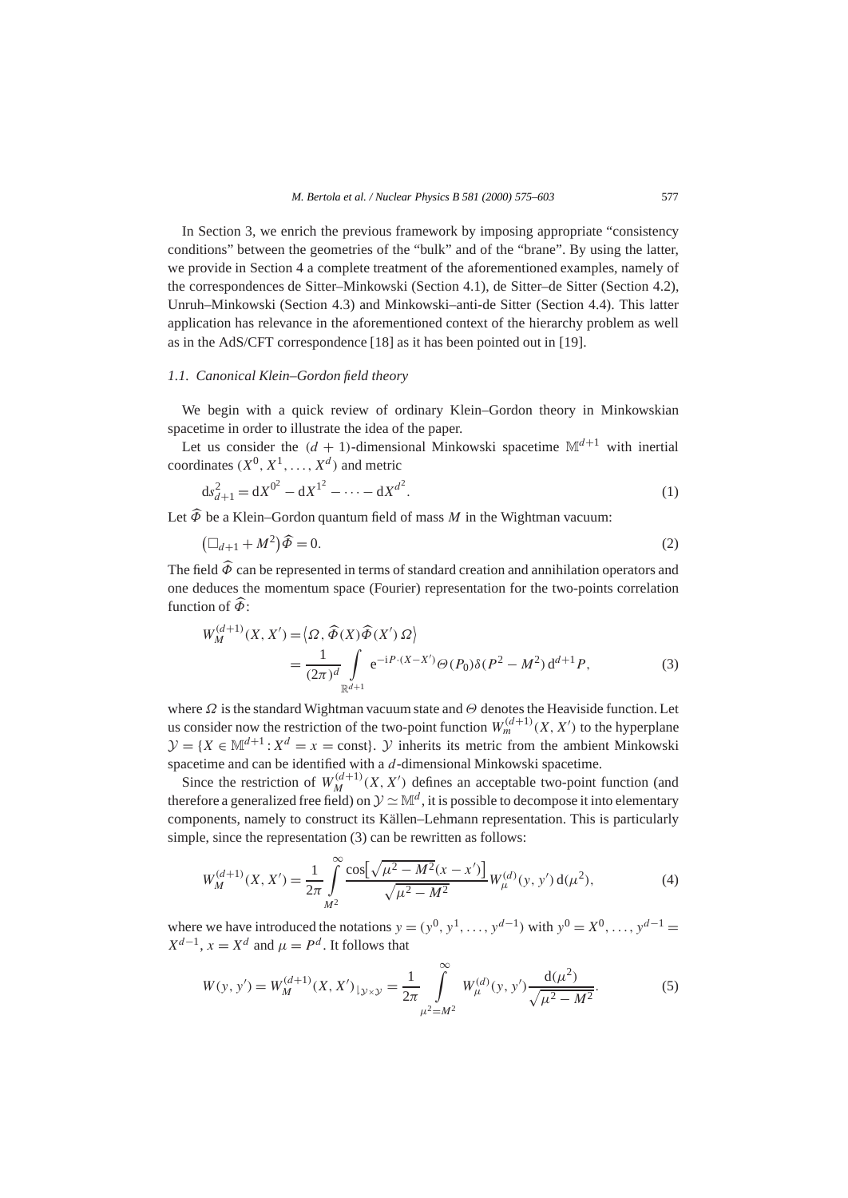In Section 3, we enrich the previous framework by imposing appropriate "consistency conditions" between the geometries of the "bulk" and of the "brane". By using the latter, we provide in Section 4 a complete treatment of the aforementioned examples, namely of the correspondences de Sitter–Minkowski (Section 4.1), de Sitter–de Sitter (Section 4.2), Unruh–Minkowski (Section 4.3) and Minkowski–anti-de Sitter (Section 4.4). This latter application has relevance in the aforementioned context of the hierarchy problem as well as in the AdS/CFT correspondence [18] as it has been pointed out in [19].

### *1.1. Canonical Klein–Gordon field theory*

We begin with a quick review of ordinary Klein–Gordon theory in Minkowskian spacetime in order to illustrate the idea of the paper.

Let us consider the $(d+1)$-dimensional Minkowski spacetime $\mathbb{M}^{d+1}$ with inertial coordinates $(X^0, X^1, \ldots, X^d)$ and metric

$$\mathrm{d}s^2_{d+1} = \mathrm{d}X^{0^2} - \mathrm{d}X^{1^2} - \cdots - \mathrm{d}X^{d^2}. \tag{1}$$

Let $\widehat{\Phi}$ be a Klein–Gordon quantum field of mass $M$ in the Wightman vacuum:

$$\left(\Box_{d+1} + M^2\right)\widehat{\Phi} = 0. \tag{2}$$

The field $\widehat{\Phi}$ can be represented in terms of standard creation and annihilation operators and one deduces the momentum space (Fourier) representation for the two-points correlation function of $\widehat{\Phi}$:

$$\begin{aligned} W_M^{(d+1)}(X, X') &= \left\langle \Omega, \widehat{\Phi}(X)\widehat{\Phi}(X')\,\Omega\right\rangle \\ &= \frac{1}{(2\pi)^d} \int\limits_{\mathbb{R}^{d+1}} \mathrm{e}^{-\mathrm{i}P\cdot(X-X')}\Theta(P_0)\delta(P^2 - M^2)\,\mathrm{d}^{d+1}P, \end{aligned} \tag{3}$$

where $\Omega$ is the standard Wightman vacuum state and $\Theta$ denotes the Heaviside function. Let us consider now the restriction of the two-point function $W_m^{(d+1)}(X, X')$ to the hyperplane $\mathcal{Y} = \{X \in \mathbb{M}^{d+1} : X^d = x = \text{const}\}$. $\mathcal{Y}$ inherits its metric from the ambient Minkowski spacetime and can be identified with a $d$-dimensional Minkowski spacetime.

Since the restriction of $W_M^{(d+1)}(X, X')$ defines an acceptable two-point function (and therefore a generalized free field) on $\mathcal{Y} \simeq \mathbb{M}^d$, it is possible to decompose it into elementary components, namely to construct its Källen–Lehmann representation. This is particularly simple, since the representation (3) can be rewritten as follows:

$$W_M^{(d+1)}(X, X') = \frac{1}{2\pi} \int\limits_{M^2}^{\infty} \frac{\cos\left[\sqrt{\mu^2 - M^2}(x - x')\right]}{\sqrt{\mu^2 - M^2}} W_\mu^{(d)}(y, y')\,\mathrm{d}(\mu^2), \tag{4}$$

where we have introduced the notations $y = (y^0, y^1, \ldots, y^{d-1})$ with $y^0 = X^0, \ldots, y^{d-1} = X^{d-1}$, $x = X^d$ and $\mu = P^d$. It follows that

$$W(y, y') = W_M^{(d+1)}(X, X')_{\downarrow \mathcal{Y}\times\mathcal{Y}} = \frac{1}{2\pi} \int\limits_{\mu^2 = M^2}^{\infty} W_\mu^{(d)}(y, y') \frac{\mathrm{d}(\mu^2)}{\sqrt{\mu^2 - M^2}}. \tag{5}$$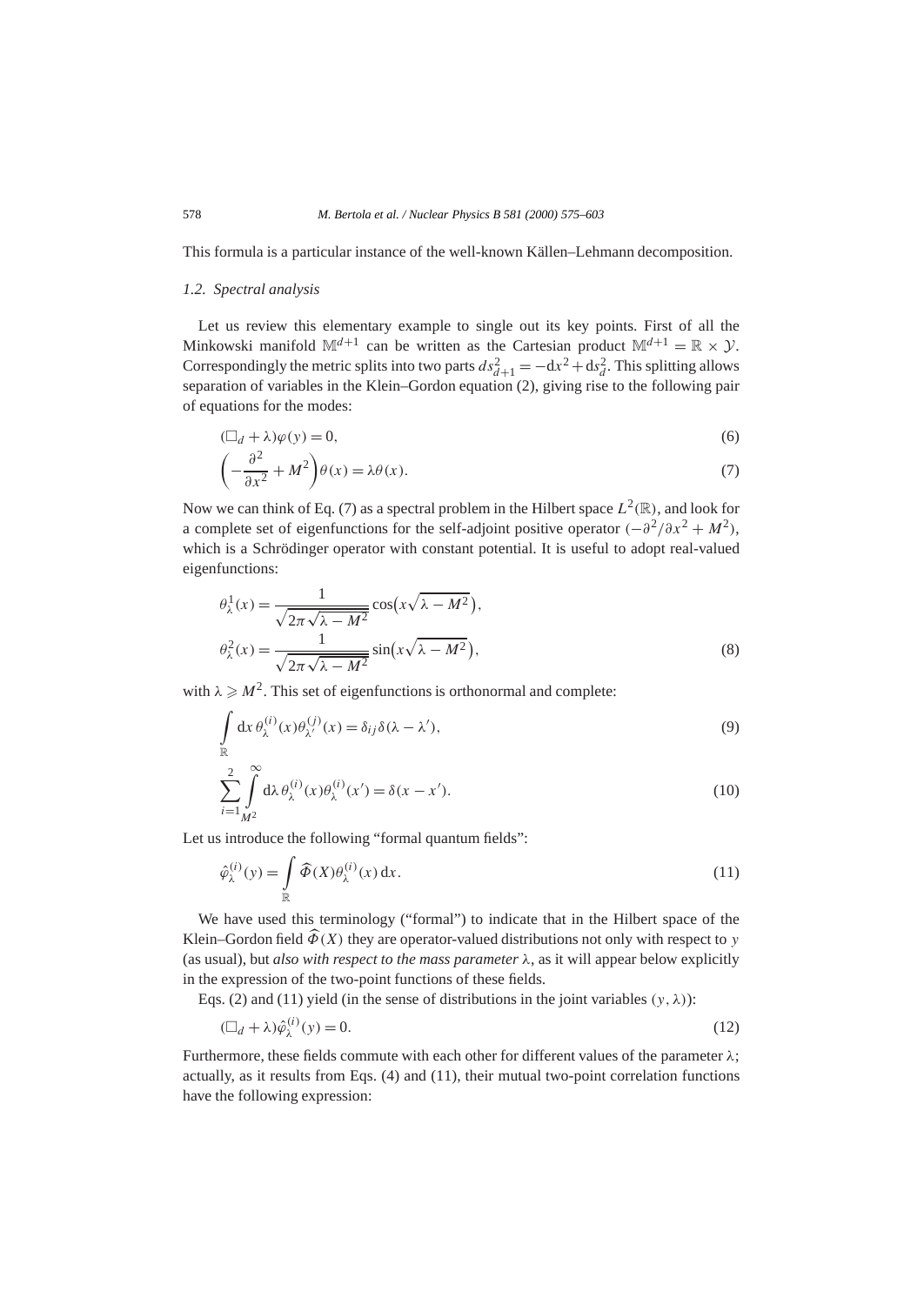This formula is a particular instance of the well-known Källen–Lehmann decomposition.

### 1.2. Spectral analysis

Let us review this elementary example to single out its key points. First of all the Minkowski manifold $\mathbb{M}^{d+1}$ can be written as the Cartesian product $\mathbb{M}^{d+1} = \mathbb{R} \times \mathcal{Y}$. Correspondingly the metric splits into two parts $ds^2_{d+1} = -\mathrm{d}x^2 + \mathrm{d}s^2_d$. This splitting allows separation of variables in the Klein–Gordon equation (2), giving rise to the following pair of equations for the modes:

$$(\Box_d + \lambda)\varphi(y) = 0, \tag{6}$$

$$\left(-\frac{\partial^2}{\partial x^2} + M^2\right)\theta(x) = \lambda\theta(x). \tag{7}$$

Now we can think of Eq. (7) as a spectral problem in the Hilbert space $L^2(\mathbb{R})$, and look for a complete set of eigenfunctions for the self-adjoint positive operator $(-\partial^2/\partial x^2 + M^2)$, which is a Schrödinger operator with constant potential. It is useful to adopt real-valued eigenfunctions:

$$\theta^1_\lambda(x) = \frac{1}{\sqrt{2\pi\sqrt{\lambda - M^2}}}\cos\bigl(x\sqrt{\lambda - M^2}\bigr),$$
$$\theta^2_\lambda(x) = \frac{1}{\sqrt{2\pi\sqrt{\lambda - M^2}}}\sin\bigl(x\sqrt{\lambda - M^2}\bigr), \tag{8}$$

with $\lambda \geqslant M^2$. This set of eigenfunctions is orthonormal and complete:

$$\int\limits_{\mathbb{R}} \mathrm{d}x\, \theta^{(i)}_\lambda(x)\theta^{(j)}_{\lambda'}(x) = \delta_{ij}\delta(\lambda - \lambda'), \tag{9}$$

$$\sum_{i=1}^{2}\int\limits_{M^2}^{\infty} \mathrm{d}\lambda\, \theta^{(i)}_\lambda(x)\theta^{(i)}_\lambda(x') = \delta(x - x'). \tag{10}$$

Let us introduce the following "formal quantum fields":

$$\hat{\varphi}^{(i)}_\lambda(y) = \int\limits_{\mathbb{R}} \widehat{\Phi}(X)\theta^{(i)}_\lambda(x)\,\mathrm{d}x. \tag{11}$$

We have used this terminology ("formal") to indicate that in the Hilbert space of the Klein–Gordon field $\widehat{\Phi}(X)$ they are operator-valued distributions not only with respect to $y$ (as usual), but *also with respect to the mass parameter* $\lambda$, as it will appear below explicitly in the expression of the two-point functions of these fields.

Eqs. (2) and (11) yield (in the sense of distributions in the joint variables $(y, \lambda)$):

$$(\Box_d + \lambda)\hat{\varphi}^{(i)}_\lambda(y) = 0. \tag{12}$$

Furthermore, these fields commute with each other for different values of the parameter $\lambda$; actually, as it results from Eqs. (4) and (11), their mutual two-point correlation functions have the following expression: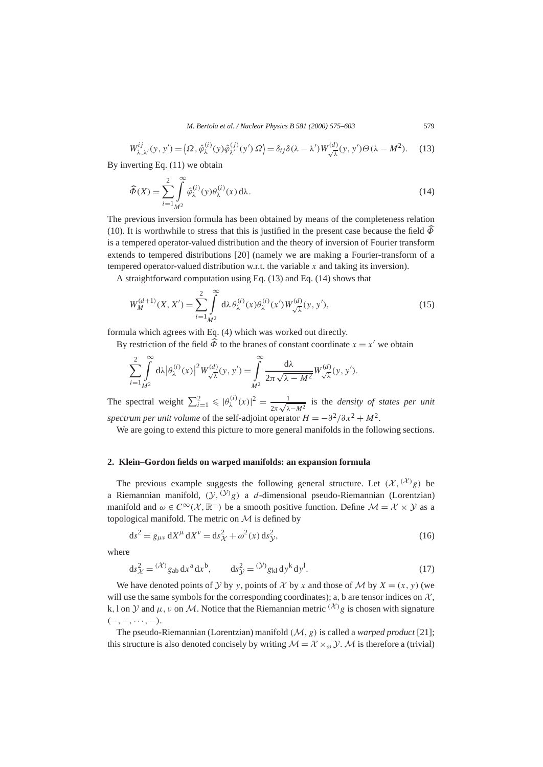$$W^{ij}_{\lambda,\lambda'}(y,y') = \langle \Omega, \hat{\varphi}^{(i)}_{\lambda}(y)\hat{\varphi}^{(j)}_{\lambda'}(y')\,\Omega\rangle = \delta_{ij}\delta(\lambda-\lambda')W^{(d)}_{\sqrt{\lambda}}(y,y')\Theta(\lambda - M^2). \tag{13}$$

By inverting Eq. (11) we obtain

$$\widehat{\Phi}(X) = \sum_{i=1}^{2}\int_{M^2}^{\infty} \hat{\varphi}^{(i)}_{\lambda}(y)\theta^{(i)}_{\lambda}(x)\,\mathrm{d}\lambda. \tag{14}$$

The previous inversion formula has been obtained by means of the completeness relation (10). It is worthwhile to stress that this is justified in the present case because the field $\widehat{\Phi}$ is a tempered operator-valued distribution and the theory of inversion of Fourier transform extends to tempered distributions [20] (namely we are making a Fourier-transform of a tempered operator-valued distribution w.r.t. the variable $x$ and taking its inversion).

A straightforward computation using Eq. (13) and Eq. (14) shows that

$$W^{(d+1)}_{M}(X,X') = \sum_{i=1}^{2}\int_{M^2}^{\infty} \mathrm{d}\lambda\,\theta^{(i)}_{\lambda}(x)\theta^{(i)}_{\lambda}(x')W^{(d)}_{\sqrt{\lambda}}(y,y'), \tag{15}$$

formula which agrees with Eq. (4) which was worked out directly.

By restriction of the field $\widehat{\Phi}$ to the branes of constant coordinate $x = x'$ we obtain

$$\sum_{i=1}^{2}\int_{M^2}^{\infty} \mathrm{d}\lambda\left|\theta^{(i)}_{\lambda}(x)\right|^2 W^{(d)}_{\sqrt{\lambda}}(y,y') = \int_{M^2}^{\infty} \frac{\mathrm{d}\lambda}{2\pi\sqrt{\lambda - M^2}}W^{(d)}_{\sqrt{\lambda}}(y,y').$$

The spectral weight $\sum_{i=1}^{2} \leqslant |\theta^{(i)}_{\lambda}(x)|^2 = \frac{1}{2\pi\sqrt{\lambda-M^2}}$ is the *density of states per unit spectrum per unit volume* of the self-adjoint operator $H = -\partial^2/\partial x^2 + M^2$.

We are going to extend this picture to more general manifolds in the following sections.

## 2. Klein–Gordon fields on warped manifolds: an expansion formula

The previous example suggests the following general structure. Let $(\mathcal{X}, {}^{(\mathcal{X})}g)$ be a Riemannian manifold, $(\mathcal{Y}, {}^{(\mathcal{Y})}g)$ a $d$-dimensional pseudo-Riemannian (Lorentzian) manifold and $\omega \in C^\infty(\mathcal{X}, \mathbb{R}^+)$ be a smooth positive function. Define $\mathcal{M} = \mathcal{X} \times \mathcal{Y}$ as a topological manifold. The metric on $\mathcal{M}$ is defined by

$$\mathrm{d}s^2 = g_{\mu\nu}\,\mathrm{d}X^\mu\,\mathrm{d}X^\nu = \mathrm{d}s^2_{\mathcal{X}} + \omega^2(x)\,\mathrm{d}s^2_{\mathcal{Y}}, \tag{16}$$

where

$$\mathrm{d}s^2_{\mathcal{X}} = {}^{(\mathcal{X})}g_{\mathrm{ab}}\,\mathrm{d}x^{\mathrm{a}}\,\mathrm{d}x^{\mathrm{b}}, \qquad \mathrm{d}s^2_{\mathcal{Y}} = {}^{(\mathcal{Y})}g_{\mathrm{kl}}\,\mathrm{d}y^{\mathrm{k}}\,\mathrm{d}y^{\mathrm{l}}. \tag{17}$$

We have denoted points of $\mathcal{Y}$ by $y$, points of $\mathcal{X}$ by $x$ and those of $\mathcal{M}$ by $X = (x, y)$ (we will use the same symbols for the corresponding coordinates); a, b are tensor indices on $\mathcal{X}$, k, l on $\mathcal{Y}$ and $\mu, \nu$ on $\mathcal{M}$. Notice that the Riemannian metric ${}^{(\mathcal{X})}g$ is chosen with signature $(-, -, \cdots, -)$.

The pseudo-Riemannian (Lorentzian) manifold $(\mathcal{M}, g)$ is called a *warped product* [21]; this structure is also denoted concisely by writing $\mathcal{M} = \mathcal{X} \times_\omega \mathcal{Y}$. $\mathcal{M}$ is therefore a (trivial)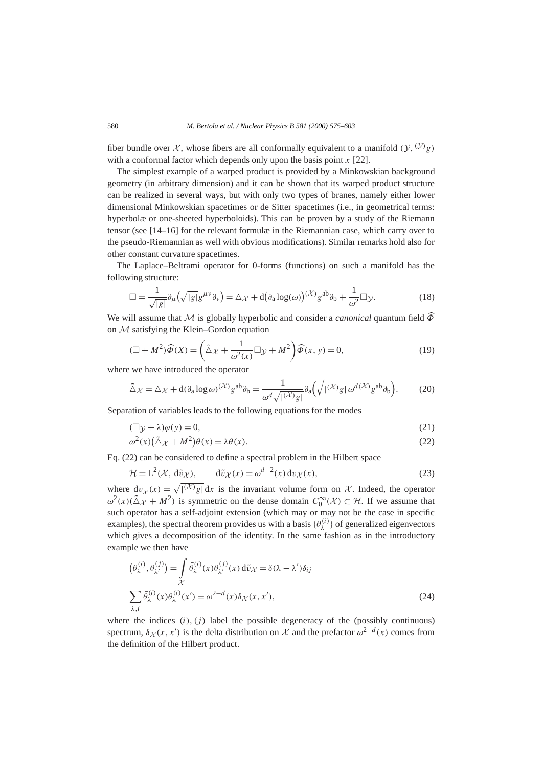fiber bundle over $\mathcal{X}$, whose fibers are all conformally equivalent to a manifold $(\mathcal{Y}, {}^{(\mathcal{Y})}g)$ with a conformal factor which depends only upon the basis point $x$ [22].

The simplest example of a warped product is provided by a Minkowskian background geometry (in arbitrary dimension) and it can be shown that its warped product structure can be realized in several ways, but with only two types of branes, namely either lower dimensional Minkowskian spacetimes or de Sitter spacetimes (i.e., in geometrical terms: hyperbolæ or one-sheeted hyperboloids). This can be proven by a study of the Riemann tensor (see [14–16] for the relevant formulæ in the Riemannian case, which carry over to the pseudo-Riemannian as well with obvious modifications). Similar remarks hold also for other constant curvature spacetimes.

The Laplace–Beltrami operator for 0-forms (functions) on such a manifold has the following structure:

$$\Box = \frac{1}{\sqrt{|g|}}\partial_\mu\big(\sqrt{|g|}g^{\mu\nu}\partial_\nu\big) = \triangle_{\mathcal{X}} + \mathrm{d}\big(\partial_{\mathrm{a}}\log(\omega)\big){}^{(\mathcal{X})}g^{\mathrm{ab}}\partial_{\mathrm{b}} + \frac{1}{\omega^2}\Box_{\mathcal{Y}}. \tag{18}$$

We will assume that $\mathcal{M}$ is globally hyperbolic and consider a *canonical* quantum field $\widehat{\Phi}$ on $\mathcal{M}$ satisfying the Klein–Gordon equation

$$(\Box + M^2)\widehat{\Phi}(X) = \left(\tilde{\triangle}_{\mathcal{X}} + \frac{1}{\omega^2(x)}\Box_{\mathcal{Y}} + M^2\right)\widehat{\Phi}(x, y) = 0, \tag{19}$$

where we have introduced the operator

$$\tilde{\triangle}_{\mathcal{X}} = \triangle_{\mathcal{X}} + \mathrm{d}(\partial_{\mathrm{a}}\log\omega){}^{(\mathcal{X})}g^{\mathrm{ab}}\partial_{\mathrm{b}} = \frac{1}{\omega^d\sqrt{|{}^{(\mathcal{X})}g|}}\partial_{\mathrm{a}}\Big(\sqrt{|{}^{(\mathcal{X})}g|}\,\omega^{d\,(\mathcal{X})}g^{\mathrm{ab}}\partial_{\mathrm{b}}\Big). \tag{20}$$

Separation of variables leads to the following equations for the modes

$$(\Box_{\mathcal{Y}} + \lambda)\varphi(y) = 0, \tag{21}$$

$$\omega^2(x)\big(\tilde{\triangle}_{\mathcal{X}} + M^2\big)\theta(x) = \lambda\theta(x). \tag{22}$$

Eq. (22) can be considered to define a spectral problem in the Hilbert space

$$\mathcal{H} = \mathrm{L}^2(\mathcal{X}, \mathrm{d}\tilde{v}_{\mathcal{X}}), \qquad \mathrm{d}\tilde{v}_{\mathcal{X}}(x) = \omega^{d-2}(x)\,\mathrm{d}v_{\mathcal{X}}(x), \tag{23}$$

where $\mathrm{d}v_{\mathcal{X}}(x) = \sqrt{|{}^{(\mathcal{X})}g|}\,\mathrm{d}x$ is the invariant volume form on $\mathcal{X}$. Indeed, the operator $\omega^2(x)(\tilde{\triangle}_{\mathcal{X}} + M^2)$ is symmetric on the dense domain $C_0^\infty(\mathcal{X}) \subset \mathcal{H}$. If we assume that such operator has a self-adjoint extension (which may or may not be the case in specific examples), the spectral theorem provides us with a basis $\{\theta_\lambda^{(i)}\}$ of generalized eigenvectors which gives a decomposition of the identity. In the same fashion as in the introductory example we then have

$$\begin{aligned}
&\big(\theta_\lambda^{(i)}, \theta_{\lambda'}^{(j)}\big) = \int_{\mathcal{X}} \bar{\theta}_\lambda^{(i)}(x)\theta_{\lambda'}^{(j)}(x)\,\mathrm{d}\tilde{v}_{\mathcal{X}} = \delta(\lambda - \lambda')\delta_{ij} \\
&\sum_{\lambda, i}\bar{\theta}_\lambda^{(i)}(x)\theta_\lambda^{(i)}(x') = \omega^{2-d}(x)\delta_{\mathcal{X}}(x, x'),
\end{aligned} \tag{24}$$

where the indices $(i), (j)$ label the possible degeneracy of the (possibly continuous) spectrum, $\delta_{\mathcal{X}}(x, x')$ is the delta distribution on $\mathcal{X}$ and the prefactor $\omega^{2-d}(x)$ comes from the definition of the Hilbert product.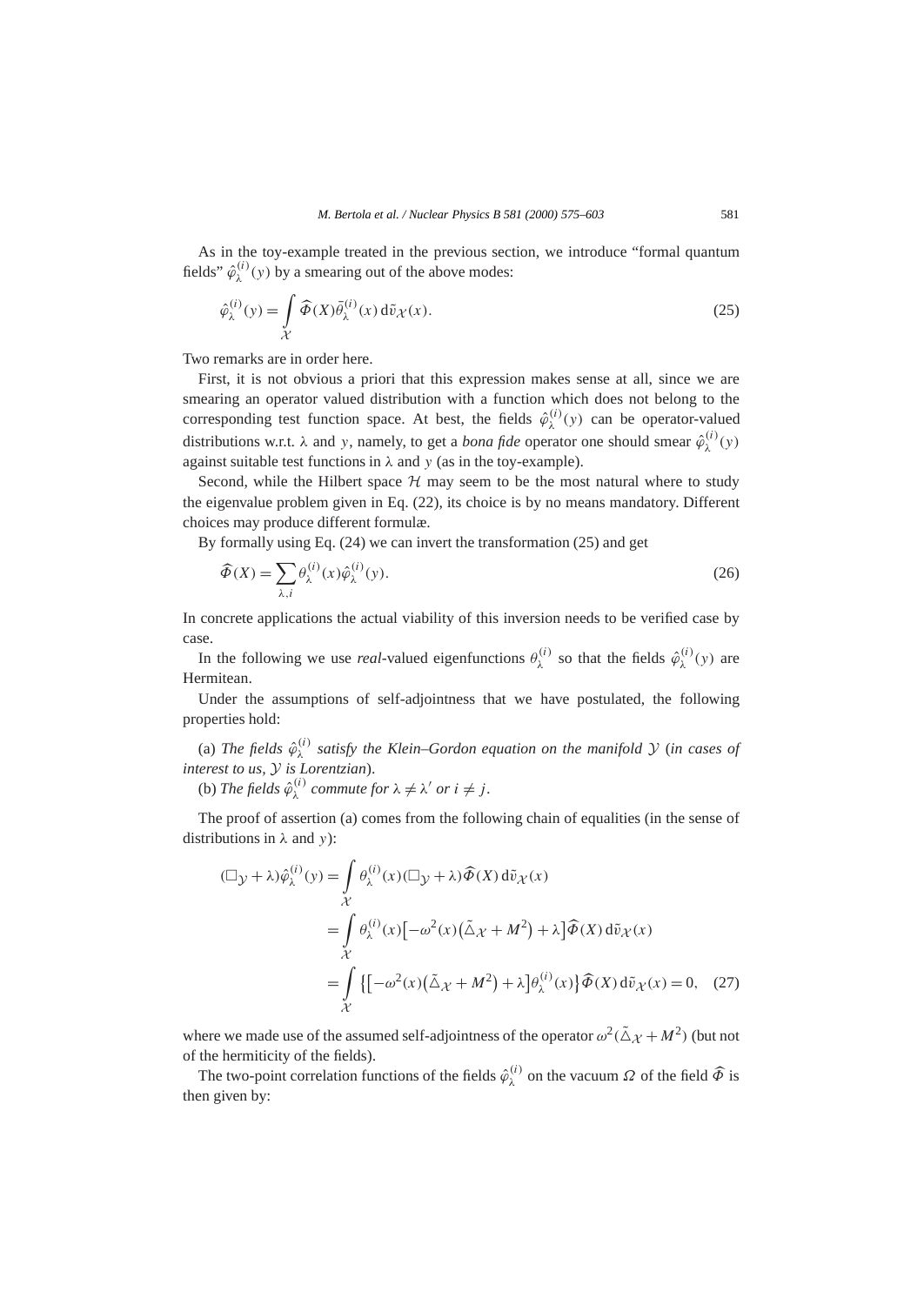As in the toy-example treated in the previous section, we introduce "formal quantum fields" $\hat{\varphi}_\lambda^{(i)}(y)$ by a smearing out of the above modes:

$$\hat{\varphi}_\lambda^{(i)}(y) = \int\limits_{\mathcal{X}} \widehat{\Phi}(X)\bar{\theta}_\lambda^{(i)}(x)\,\mathrm{d}\tilde{v}_{\mathcal{X}}(x). \tag{25}$$

Two remarks are in order here.

First, it is not obvious a priori that this expression makes sense at all, since we are smearing an operator valued distribution with a function which does not belong to the corresponding test function space. At best, the fields $\hat{\varphi}_\lambda^{(i)}(y)$ can be operator-valued distributions w.r.t. $\lambda$ and $y$, namely, to get a *bona fide* operator one should smear $\hat{\varphi}_\lambda^{(i)}(y)$ against suitable test functions in $\lambda$ and $y$ (as in the toy-example).

Second, while the Hilbert space $\mathcal{H}$ may seem to be the most natural where to study the eigenvalue problem given in Eq. (22), its choice is by no means mandatory. Different choices may produce different formulæ.

By formally using Eq. (24) we can invert the transformation (25) and get

$$\widehat{\Phi}(X) = \sum_{\lambda,i} \theta_\lambda^{(i)}(x)\hat{\varphi}_\lambda^{(i)}(y). \tag{26}$$

In concrete applications the actual viability of this inversion needs to be verified case by case.

In the following we use *real*-valued eigenfunctions $\theta_\lambda^{(i)}$ so that the fields $\hat{\varphi}_\lambda^{(i)}(y)$ are Hermitean.

Under the assumptions of self-adjointness that we have postulated, the following properties hold:

(a) *The fields $\hat{\varphi}_\lambda^{(i)}$ satisfy the Klein–Gordon equation on the manifold $\mathcal{Y}$ (in cases of interest to us, $\mathcal{Y}$ is Lorentzian).*

(b) *The fields $\hat{\varphi}_\lambda^{(i)}$ commute for $\lambda \neq \lambda'$ or $i \neq j$.*

The proof of assertion (a) comes from the following chain of equalities (in the sense of distributions in $\lambda$ and $y$):

$$\begin{aligned}
(\Box_{\mathcal{Y}} + \lambda)\hat{\varphi}_\lambda^{(i)}(y) &= \int\limits_{\mathcal{X}} \theta_\lambda^{(i)}(x)(\Box_{\mathcal{Y}} + \lambda)\widehat{\Phi}(X)\,\mathrm{d}\tilde{v}_{\mathcal{X}}(x) \\
&= \int\limits_{\mathcal{X}} \theta_\lambda^{(i)}(x)\big[-\omega^2(x)\big(\tilde{\triangle}_{\mathcal{X}} + M^2\big) + \lambda\big]\widehat{\Phi}(X)\,\mathrm{d}\tilde{v}_{\mathcal{X}}(x) \\
&= \int\limits_{\mathcal{X}} \big\{\big[-\omega^2(x)\big(\tilde{\triangle}_{\mathcal{X}} + M^2\big) + \lambda\big]\theta_\lambda^{(i)}(x)\big\}\widehat{\Phi}(X)\,\mathrm{d}\tilde{v}_{\mathcal{X}}(x) = 0,
\end{aligned} \tag{27}$$

where we made use of the assumed self-adjointness of the operator $\omega^2(\tilde{\triangle}_{\mathcal{X}} + M^2)$ (but not of the hermiticity of the fields).

The two-point correlation functions of the fields $\hat{\varphi}_\lambda^{(i)}$ on the vacuum $\Omega$ of the field $\widehat{\Phi}$ is then given by: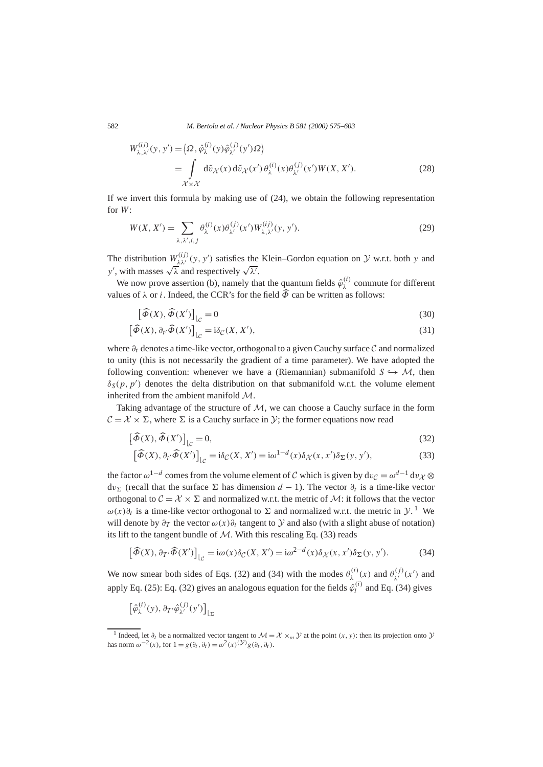$$
\begin{aligned}
W^{(ij)}_{\lambda,\lambda'}(y,y') &= \left\langle \Omega, \hat{\varphi}^{(i)}_{\lambda}(y)\hat{\varphi}^{(j)}_{\lambda'}(y')\Omega \right\rangle \\
&= \int\limits_{\mathcal{X}\times\mathcal{X}} \mathrm{d}\tilde{v}_{\mathcal{X}}(x)\,\mathrm{d}\tilde{v}_{\mathcal{X}}(x')\,\theta^{(i)}_{\lambda}(x)\theta^{(j)}_{\lambda'}(x')W(X,X').
\end{aligned} \tag{28}
$$

If we invert this formula by making use of (24), we obtain the following representation for $W$:

$$
W(X,X') = \sum_{\lambda,\lambda',i,j} \theta^{(i)}_{\lambda}(x)\theta^{(j)}_{\lambda'}(x')W^{(ij)}_{\lambda,\lambda'}(y,y'). \tag{29}
$$

The distribution $W^{(ij)}_{\lambda\lambda'}(y,y')$ satisfies the Klein–Gordon equation on $\mathcal{Y}$ w.r.t. both $y$ and $y'$, with masses $\sqrt{\lambda}$ and respectively $\sqrt{\lambda'}$.

We now prove assertion (b), namely that the quantum fields $\hat{\varphi}^{(i)}_{\lambda}$ commute for different values of $\lambda$ or $i$. Indeed, the CCR's for the field $\widehat{\Phi}$ can be written as follows:

$$
\left[\widehat{\Phi}(X), \widehat{\Phi}(X')\right]_{\lfloor\mathcal{C}} = 0 \tag{30}
$$

$$
\left[\widehat{\Phi}(X), \partial_{t'}\widehat{\Phi}(X')\right]_{\lfloor\mathcal{C}} = \mathrm{i}\delta_{\mathcal{C}}(X,X'), \tag{31}
$$

where $\partial_t$ denotes a time-like vector, orthogonal to a given Cauchy surface $\mathcal{C}$ and normalized to unity (this is not necessarily the gradient of a time parameter). We have adopted the following convention: whenever we have a (Riemannian) submanifold $S \hookrightarrow \mathcal{M}$, then $\delta_S(p,p')$ denotes the delta distribution on that submanifold w.r.t. the volume element inherited from the ambient manifold $\mathcal{M}$.

Taking advantage of the structure of $\mathcal{M}$, we can choose a Cauchy surface in the form $\mathcal{C} = \mathcal{X} \times \Sigma$, where $\Sigma$ is a Cauchy surface in $\mathcal{Y}$; the former equations now read

$$
\left[\widehat{\Phi}(X), \widehat{\Phi}(X')\right]_{\lfloor\mathcal{C}} = 0, \tag{32}
$$

$$
\left[\widehat{\Phi}(X), \partial_{t'}\widehat{\Phi}(X')\right]_{\lfloor\mathcal{C}} = \mathrm{i}\delta_{\mathcal{C}}(X,X') = \mathrm{i}\omega^{1-d}(x)\delta_{\mathcal{X}}(x,x')\delta_{\Sigma}(y,y'), \tag{33}
$$

the factor $\omega^{1-d}$ comes from the volume element of $\mathcal{C}$ which is given by $\mathrm{d}v_{\mathcal{C}} = \omega^{d-1}\,\mathrm{d}v_{\mathcal{X}} \otimes \mathrm{d}v_{\Sigma}$ (recall that the surface $\Sigma$ has dimension $d-1$). The vector $\partial_t$ is a time-like vector orthogonal to $\mathcal{C} = \mathcal{X} \times \Sigma$ and normalized w.r.t. the metric of $\mathcal{M}$: it follows that the vector $\omega(x)\partial_t$ is a time-like vector orthogonal to $\Sigma$ and normalized w.r.t. the metric in $\mathcal{Y}$.[1] We will denote by $\partial_T$ the vector $\omega(x)\partial_t$ tangent to $\mathcal{Y}$ and also (with a slight abuse of notation) its lift to the tangent bundle of $\mathcal{M}$. With this rescaling Eq. (33) reads

$$
\left[\widehat{\Phi}(X), \partial_{T'}\widehat{\Phi}(X')\right]_{\lfloor\mathcal{C}} = \mathrm{i}\omega(x)\delta_{\mathcal{C}}(X,X') = \mathrm{i}\omega^{2-d}(x)\delta_{\mathcal{X}}(x,x')\delta_{\Sigma}(y,y'). \tag{34}
$$

We now smear both sides of Eqs. (32) and (34) with the modes $\theta^{(i)}_{\lambda}(x)$ and $\theta^{(j)}_{\lambda'}(x')$ and apply Eq. (25): Eq. (32) gives an analogous equation for the fields $\hat{\varphi}^{(i)}_{l}$ and Eq. (34) gives

$$
\left[\hat{\varphi}^{(i)}_{\lambda}(y), \partial_{T'}\hat{\varphi}^{(j)}_{\lambda'}(y')\right]_{\lfloor\Sigma}
$$

[1] Indeed, let $\partial_t$ be a normalized vector tangent to $\mathcal{M} = \mathcal{X} \times_{\omega} \mathcal{Y}$ at the point $(x,y)$: then its projection onto $\mathcal{Y}$ has norm $\omega^{-2}(x)$, for $1 = g(\partial_t, \partial_t) = \omega^2(x)^{(\mathcal{Y})}g(\partial_t, \partial_t)$.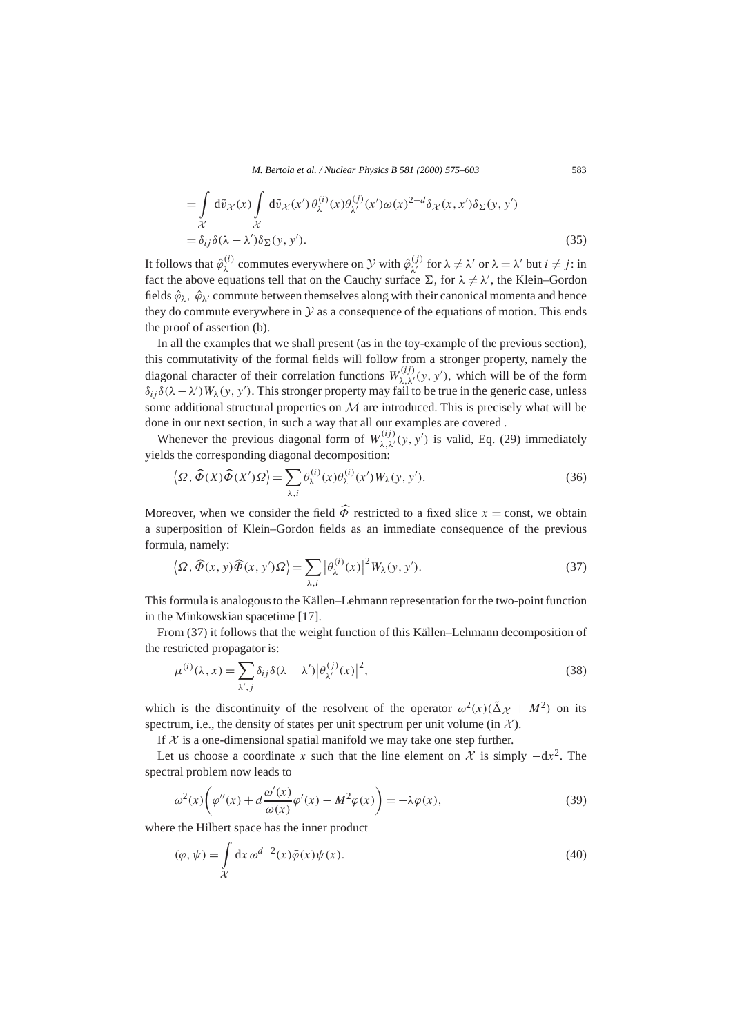$$
\begin{aligned}
&= \int\limits_{\mathcal{X}} d\tilde{v}_{\mathcal{X}}(x) \int\limits_{\mathcal{X}} d\tilde{v}_{\mathcal{X}}(x')\, \theta_{\lambda}^{(i)}(x)\theta_{\lambda'}^{(j)}(x')\omega(x)^{2-d}\delta_{\mathcal{X}}(x,x')\delta_{\Sigma}(y,y') \\
&= \delta_{ij}\delta(\lambda-\lambda')\delta_{\Sigma}(y,y').
\end{aligned}
\tag{35}
$$

It follows that $\hat{\varphi}_{\lambda}^{(i)}$ commutes everywhere on $\mathcal{Y}$ with $\hat{\varphi}_{\lambda'}^{(j)}$ for $\lambda \neq \lambda'$ or $\lambda = \lambda'$ but $i \neq j$: in fact the above equations tell that on the Cauchy surface $\Sigma$, for $\lambda \neq \lambda'$, the Klein–Gordon fields $\hat{\varphi}_{\lambda}$, $\hat{\varphi}_{\lambda'}$ commute between themselves along with their canonical momenta and hence they do commute everywhere in $\mathcal{Y}$ as a consequence of the equations of motion. This ends the proof of assertion (b).

In all the examples that we shall present (as in the toy-example of the previous section), this commutativity of the formal fields will follow from a stronger property, namely the diagonal character of their correlation functions $W_{\lambda,\lambda'}^{(ij)}(y,y')$, which will be of the form $\delta_{ij}\delta(\lambda-\lambda')W_{\lambda}(y,y')$. This stronger property may fail to be true in the generic case, unless some additional structural properties on $\mathcal{M}$ are introduced. This is precisely what will be done in our next section, in such a way that all our examples are covered .

Whenever the previous diagonal form of $W_{\lambda,\lambda'}^{(ij)}(y,y')$ is valid, Eq. (29) immediately yields the corresponding diagonal decomposition:

$$
\langle \Omega, \widehat{\Phi}(X)\widehat{\Phi}(X')\Omega \rangle = \sum_{\lambda,i} \theta_{\lambda}^{(i)}(x)\theta_{\lambda}^{(i)}(x')W_{\lambda}(y,y'). \tag{36}
$$

Moreover, when we consider the field $\widehat{\Phi}$ restricted to a fixed slice $x = \text{const}$, we obtain a superposition of Klein–Gordon fields as an immediate consequence of the previous formula, namely:

$$
\langle \Omega, \widehat{\Phi}(x,y)\widehat{\Phi}(x,y')\Omega \rangle = \sum_{\lambda,i} \left|\theta_{\lambda}^{(i)}(x)\right|^2 W_{\lambda}(y,y'). \tag{37}
$$

This formula is analogous to the Källen–Lehmann representation for the two-point function in the Minkowskian spacetime [17].

From (37) it follows that the weight function of this Källen–Lehmann decomposition of the restricted propagator is:

$$
\mu^{(i)}(\lambda,x) = \sum_{\lambda',j} \delta_{ij}\delta(\lambda-\lambda')\left|\theta_{\lambda'}^{(j)}(x)\right|^2, \tag{38}
$$

which is the discontinuity of the resolvent of the operator $\omega^2(x)(\tilde{\Delta}_{\mathcal{X}} + M^2)$ on its spectrum, i.e., the density of states per unit spectrum per unit volume (in $\mathcal{X}$).

If $\mathcal{X}$ is a one-dimensional spatial manifold we may take one step further.

Let us choose a coordinate $x$ such that the line element on $\mathcal{X}$ is simply $-dx^2$. The spectral problem now leads to

$$
\omega^2(x)\left(\varphi''(x) + d\frac{\omega'(x)}{\omega(x)}\varphi'(x) - M^2\varphi(x)\right) = -\lambda\varphi(x), \tag{39}
$$

where the Hilbert space has the inner product

$$
(\varphi,\psi) = \int\limits_{\mathcal{X}} dx\, \omega^{d-2}(x)\bar{\varphi}(x)\psi(x). \tag{40}
$$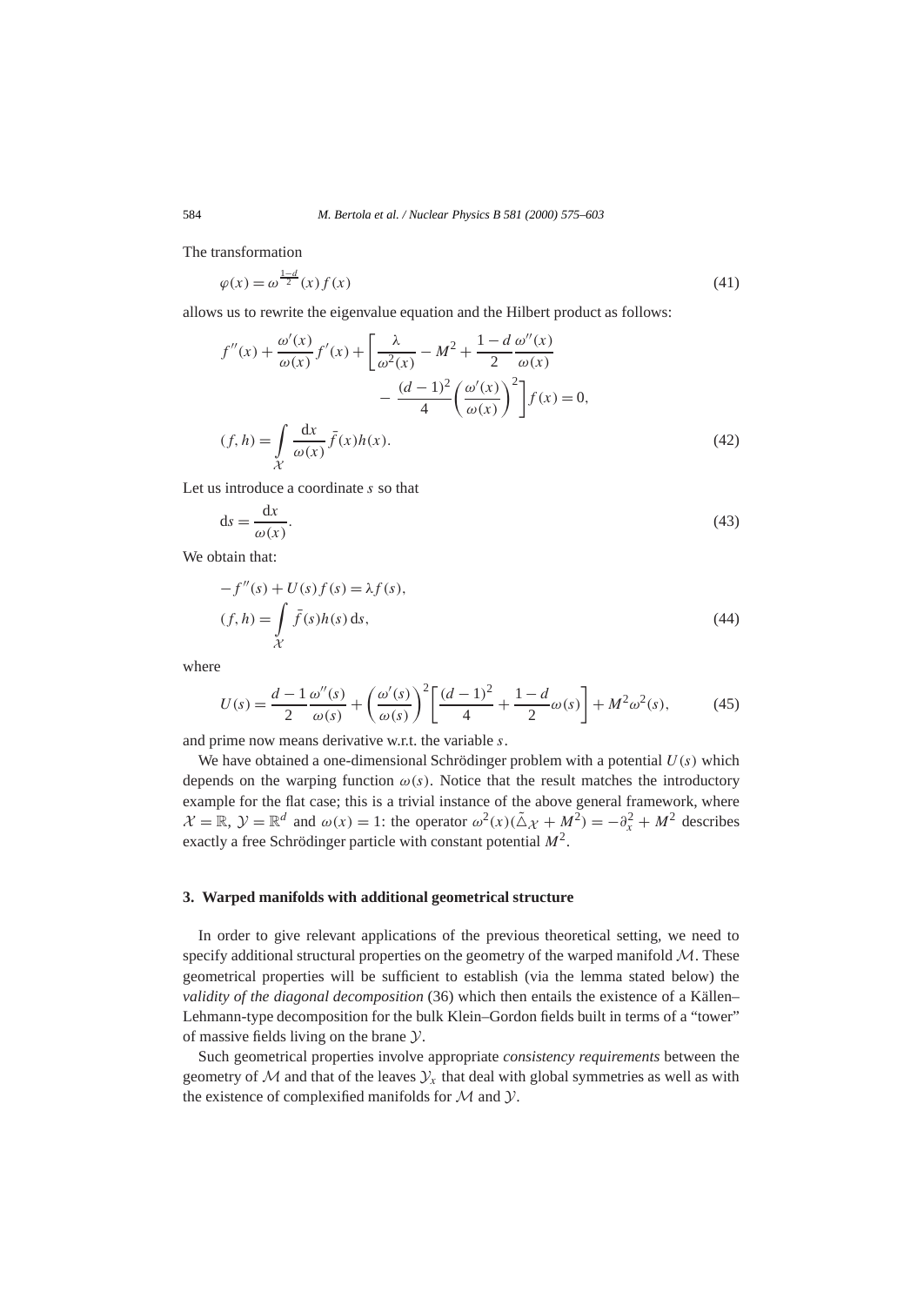The transformation

$$\varphi(x) = \omega^{\frac{1-d}{2}}(x) f(x) \tag{41}$$

allows us to rewrite the eigenvalue equation and the Hilbert product as follows:

$$\begin{aligned}
&f''(x) + \frac{\omega'(x)}{\omega(x)} f'(x) + \left[ \frac{\lambda}{\omega^2(x)} - M^2 + \frac{1-d}{2} \frac{\omega''(x)}{\omega(x)} \right. \\
&\qquad\qquad\qquad \left. - \frac{(d-1)^2}{4} \left( \frac{\omega'(x)}{\omega(x)} \right)^2 \right] f(x) = 0, \\
&(f, h) = \int_{\mathcal{X}} \frac{\mathrm{d}x}{\omega(x)} \bar{f}(x) h(x).
\end{aligned} \tag{42}$$

Let us introduce a coordinate $s$ so that

$$\mathrm{d}s = \frac{\mathrm{d}x}{\omega(x)}. \tag{43}$$

We obtain that:

$$\begin{aligned}
&-f''(s) + U(s) f(s) = \lambda f(s), \\
&(f, h) = \int_{\mathcal{X}} \bar{f}(s) h(s)\, \mathrm{d}s,
\end{aligned} \tag{44}$$

where

$$U(s) = \frac{d-1}{2} \frac{\omega''(s)}{\omega(s)} + \left( \frac{\omega'(s)}{\omega(s)} \right)^2 \left[ \frac{(d-1)^2}{4} + \frac{1-d}{2} \omega(s) \right] + M^2 \omega^2(s), \tag{45}$$

and prime now means derivative w.r.t. the variable $s$.

We have obtained a one-dimensional Schrödinger problem with a potential $U(s)$ which depends on the warping function $\omega(s)$. Notice that the result matches the introductory example for the flat case; this is a trivial instance of the above general framework, where $\mathcal{X} = \mathbb{R}$, $\mathcal{Y} = \mathbb{R}^d$ and $\omega(x) = 1$: the operator $\omega^2(x)(\tilde{\Delta}_{\mathcal{X}} + M^2) = -\partial_x^2 + M^2$ describes exactly a free Schrödinger particle with constant potential $M^2$.

## 3. Warped manifolds with additional geometrical structure

In order to give relevant applications of the previous theoretical setting, we need to specify additional structural properties on the geometry of the warped manifold $\mathcal{M}$. These geometrical properties will be sufficient to establish (via the lemma stated below) the *validity of the diagonal decomposition* (36) which then entails the existence of a Källen–Lehmann-type decomposition for the bulk Klein–Gordon fields built in terms of a "tower" of massive fields living on the brane $\mathcal{Y}$.

Such geometrical properties involve appropriate *consistency requirements* between the geometry of $\mathcal{M}$ and that of the leaves $\mathcal{Y}_x$ that deal with global symmetries as well as with the existence of complexified manifolds for $\mathcal{M}$ and $\mathcal{Y}$.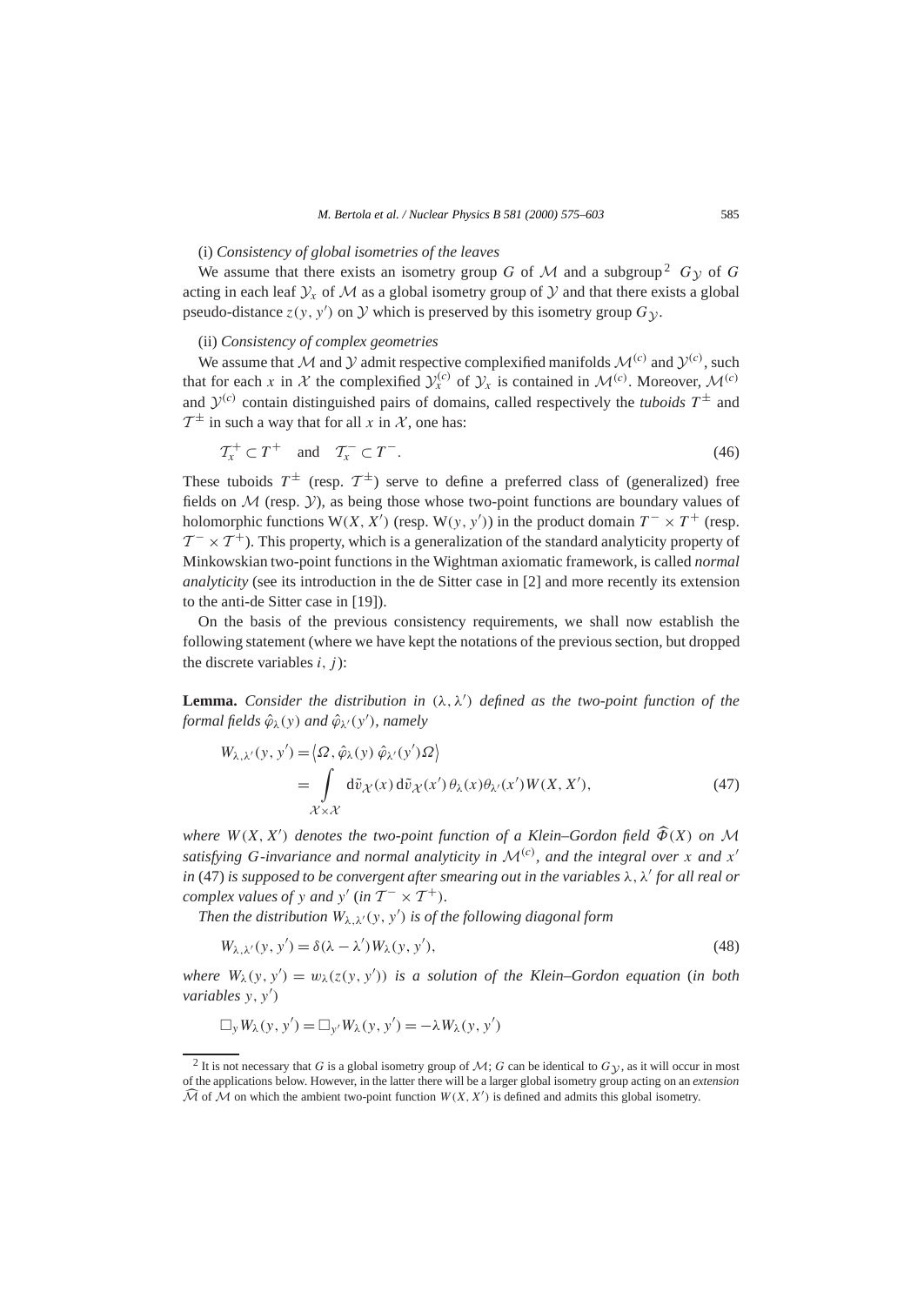(i) *Consistency of global isometries of the leaves*

We assume that there exists an isometry group $G$ of $\mathcal{M}$ and a subgroup[2] $G_{\mathcal{Y}}$ of $G$ acting in each leaf $\mathcal{Y}_x$ of $\mathcal{M}$ as a global isometry group of $\mathcal{Y}$ and that there exists a global pseudo-distance $z(y, y')$ on $\mathcal{Y}$ which is preserved by this isometry group $G_{\mathcal{Y}}$.

(ii) *Consistency of complex geometries*

We assume that $\mathcal{M}$ and $\mathcal{Y}$ admit respective complexified manifolds $\mathcal{M}^{(c)}$ and $\mathcal{Y}^{(c)}$, such that for each $x$ in $\mathcal{X}$ the complexified $\mathcal{Y}_x^{(c)}$ of $\mathcal{Y}_x$ is contained in $\mathcal{M}^{(c)}$. Moreover, $\mathcal{M}^{(c)}$ and $\mathcal{Y}^{(c)}$ contain distinguished pairs of domains, called respectively the *tuboids* $T^{\pm}$ and $\mathcal{T}^{\pm}$ in such a way that for all $x$ in $\mathcal{X}$, one has:

$$\mathcal{T}_x^{+} \subset T^{+} \quad \text{and} \quad \mathcal{T}_x^{-} \subset T^{-}. \tag{46}$$

These tuboids $T^{\pm}$ (resp. $\mathcal{T}^{\pm}$) serve to define a preferred class of (generalized) free fields on $\mathcal{M}$ (resp. $\mathcal{Y}$), as being those whose two-point functions are boundary values of holomorphic functions $\mathrm{W}(X, X')$ (resp. $\mathrm{W}(y, y')$) in the product domain $T^{-} \times T^{+}$ (resp. $\mathcal{T}^{-} \times \mathcal{T}^{+}$). This property, which is a generalization of the standard analyticity property of Minkowskian two-point functions in the Wightman axiomatic framework, is called *normal analyticity* (see its introduction in the de Sitter case in [2] and more recently its extension to the anti-de Sitter case in [19]).

On the basis of the previous consistency requirements, we shall now establish the following statement (where we have kept the notations of the previous section, but dropped the discrete variables $i$, $j$):

**Lemma.** *Consider the distribution in* $(\lambda, \lambda')$ *defined as the two-point function of the formal fields* $\hat{\varphi}_\lambda(y)$ *and* $\hat{\varphi}_{\lambda'}(y')$*, namely*

$$W_{\lambda,\lambda'}(y, y') = \langle \Omega, \hat{\varphi}_\lambda(y)\, \hat{\varphi}_{\lambda'}(y')\Omega \rangle = \int_{\mathcal{X}\times\mathcal{X}} \mathrm{d}\tilde{v}_{\mathcal{X}}(x)\, \mathrm{d}\tilde{v}_{\mathcal{X}}(x')\, \theta_\lambda(x)\theta_{\lambda'}(x') W(X, X'), \tag{47}$$

*where* $W(X, X')$ *denotes the two-point function of a Klein–Gordon field* $\widehat{\Phi}(X)$ *on* $\mathcal{M}$ *satisfying* $G$*-invariance and normal analyticity in* $\mathcal{M}^{(c)}$*, and the integral over* $x$ *and* $x'$ *in* (47) *is supposed to be convergent after smearing out in the variables* $\lambda, \lambda'$ *for all real or complex values of* $y$ *and* $y'$ (*in* $\mathcal{T}^{-} \times \mathcal{T}^{+}$).

*Then the distribution* $W_{\lambda,\lambda'}(y, y')$ *is of the following diagonal form*

$$W_{\lambda,\lambda'}(y, y') = \delta(\lambda - \lambda') W_\lambda(y, y'), \tag{48}$$

*where* $W_\lambda(y, y') = w_\lambda(z(y, y'))$ *is a solution of the Klein–Gordon equation* (*in both variables* $y, y'$)

$$\Box_y W_\lambda(y, y') = \Box_{y'} W_\lambda(y, y') = -\lambda W_\lambda(y, y')$$

[2] It is not necessary that $G$ is a global isometry group of $\mathcal{M}$; $G$ can be identical to $G_{\mathcal{Y}}$, as it will occur in most of the applications below. However, in the latter there will be a larger global isometry group acting on an *extension* $\widehat{\mathcal{M}}$ of $\mathcal{M}$ on which the ambient two-point function $W(X, X')$ is defined and admits this global isometry.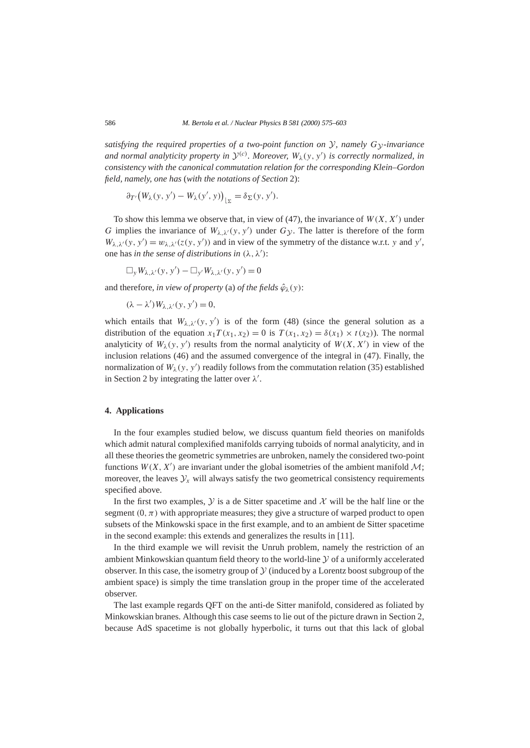*satisfying the required properties of a two-point function on $\mathcal{Y}$, namely $G_{\mathcal{Y}}$-invariance and normal analyticity property in $\mathcal{Y}^{(c)}$. Moreover, $W_\lambda(y, y')$ is correctly normalized, in consistency with the canonical commutation relation for the corresponding Klein–Gordon field, namely, one has* (*with the notations of Section* 2):

$$\partial_{T'}\big(W_\lambda(y, y') - W_\lambda(y', y)\big)_{\lfloor \Sigma} = \delta_\Sigma(y, y').$$

To show this lemma we observe that, in view of (47), the invariance of $W(X, X')$ under $G$ implies the invariance of $W_{\lambda,\lambda'}(y, y')$ under $G_{\mathcal{Y}}$. The latter is therefore of the form $W_{\lambda,\lambda'}(y, y') = w_{\lambda,\lambda'}(z(y, y'))$ and in view of the symmetry of the distance w.r.t. $y$ and $y'$, one has *in the sense of distributions in* $(\lambda, \lambda')$:

$$\Box_y W_{\lambda,\lambda'}(y, y') - \Box_{y'} W_{\lambda,\lambda'}(y, y') = 0$$

and therefore, *in view of property* (a) *of the fields* $\hat{\varphi}_\lambda(y)$:

$$(\lambda - \lambda')W_{\lambda,\lambda'}(y, y') = 0,$$

which entails that $W_{\lambda,\lambda'}(y, y')$ is of the form (48) (since the general solution as a distribution of the equation $x_1 T(x_1, x_2) = 0$ is $T(x_1, x_2) = \delta(x_1) \times t(x_2)$). The normal analyticity of $W_\lambda(y, y')$ results from the normal analyticity of $W(X, X')$ in view of the inclusion relations (46) and the assumed convergence of the integral in (47). Finally, the normalization of $W_\lambda(y, y')$ readily follows from the commutation relation (35) established in Section 2 by integrating the latter over $\lambda'$.

## 4. Applications

In the four examples studied below, we discuss quantum field theories on manifolds which admit natural complexified manifolds carrying tuboids of normal analyticity, and in all these theories the geometric symmetries are unbroken, namely the considered two-point functions $W(X, X')$ are invariant under the global isometries of the ambient manifold $\mathcal{M}$; moreover, the leaves $\mathcal{Y}_x$ will always satisfy the two geometrical consistency requirements specified above.

In the first two examples, $\mathcal{Y}$ is a de Sitter spacetime and $\mathcal{X}$ will be the half line or the segment $(0, \pi)$ with appropriate measures; they give a structure of warped product to open subsets of the Minkowski space in the first example, and to an ambient de Sitter spacetime in the second example: this extends and generalizes the results in [11].

In the third example we will revisit the Unruh problem, namely the restriction of an ambient Minkowskian quantum field theory to the world-line $\mathcal{Y}$ of a uniformly accelerated observer. In this case, the isometry group of $\mathcal{Y}$ (induced by a Lorentz boost subgroup of the ambient space) is simply the time translation group in the proper time of the accelerated observer.

The last example regards QFT on the anti-de Sitter manifold, considered as foliated by Minkowskian branes. Although this case seems to lie out of the picture drawn in Section 2, because AdS spacetime is not globally hyperbolic, it turns out that this lack of global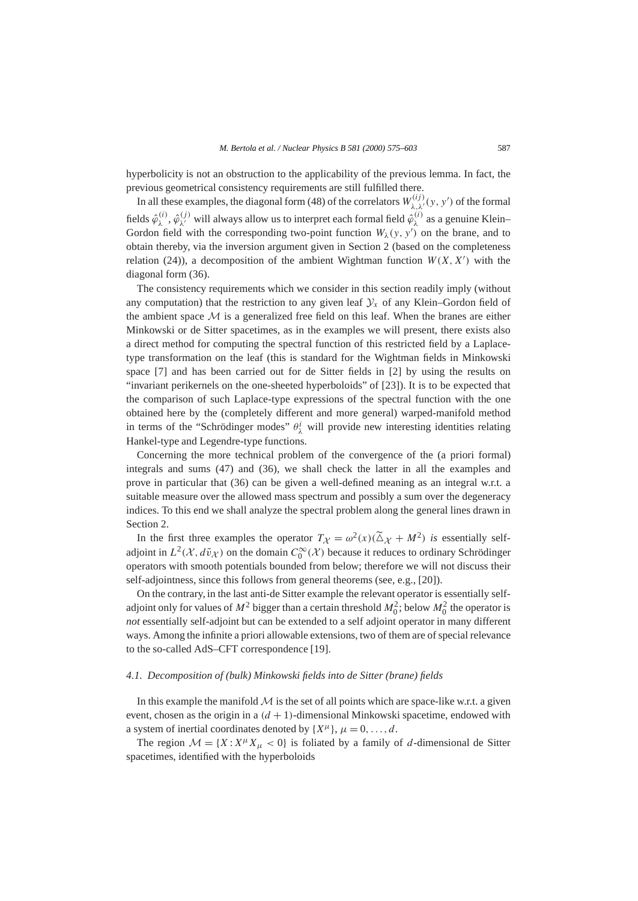hyperbolicity is not an obstruction to the applicability of the previous lemma. In fact, the previous geometrical consistency requirements are still fulfilled there.

In all these examples, the diagonal form (48) of the correlators $W^{(ij)}_{\lambda,\lambda'}(y, y')$ of the formal fields $\hat{\varphi}^{(i)}_{\lambda}, \hat{\varphi}^{(j)}_{\lambda'}$ will always allow us to interpret each formal field $\hat{\varphi}^{(i)}_{\lambda}$ as a genuine Klein–Gordon field with the corresponding two-point function $W_{\lambda}(y, y')$ on the brane, and to obtain thereby, via the inversion argument given in Section 2 (based on the completeness relation (24)), a decomposition of the ambient Wightman function $W(X, X')$ with the diagonal form (36).

The consistency requirements which we consider in this section readily imply (without any computation) that the restriction to any given leaf $\mathcal{Y}_x$ of any Klein–Gordon field of the ambient space $\mathcal{M}$ is a generalized free field on this leaf. When the branes are either Minkowski or de Sitter spacetimes, as in the examples we will present, there exists also a direct method for computing the spectral function of this restricted field by a Laplace-type transformation on the leaf (this is standard for the Wightman fields in Minkowski space [7] and has been carried out for de Sitter fields in [2] by using the results on "invariant perikernels on the one-sheeted hyperboloids" of [23]). It is to be expected that the comparison of such Laplace-type expressions of the spectral function with the one obtained here by the (completely different and more general) warped-manifold method in terms of the "Schrödinger modes" $\theta^i_{\lambda}$ will provide new interesting identities relating Hankel-type and Legendre-type functions.

Concerning the more technical problem of the convergence of the (a priori formal) integrals and sums (47) and (36), we shall check the latter in all the examples and prove in particular that (36) can be given a well-defined meaning as an integral w.r.t. a suitable measure over the allowed mass spectrum and possibly a sum over the degeneracy indices. To this end we shall analyze the spectral problem along the general lines drawn in Section 2.

In the first three examples the operator $T_{\mathcal{X}} = \omega^2(x)(\widetilde{\triangle}_{\mathcal{X}} + M^2)$ *is* essentially self-adjoint in $L^2(\mathcal{X}, d\tilde{v}_{\mathcal{X}})$ on the domain $C_0^{\infty}(\mathcal{X})$ because it reduces to ordinary Schrödinger operators with smooth potentials bounded from below; therefore we will not discuss their self-adjointness, since this follows from general theorems (see, e.g., [20]).

On the contrary, in the last anti-de Sitter example the relevant operator is essentially self-adjoint only for values of $M^2$ bigger than a certain threshold $M_0^2$; below $M_0^2$ the operator is *not* essentially self-adjoint but can be extended to a self adjoint operator in many different ways. Among the infinite a priori allowable extensions, two of them are of special relevance to the so-called AdS–CFT correspondence [19].

### 4.1. Decomposition of (bulk) Minkowski fields into de Sitter (brane) fields

In this example the manifold $\mathcal{M}$ is the set of all points which are space-like w.r.t. a given event, chosen as the origin in a $(d+1)$-dimensional Minkowski spacetime, endowed with a system of inertial coordinates denoted by $\{X^{\mu}\}$, $\mu = 0, \ldots, d$.

The region $\mathcal{M} = \{X : X^{\mu}X_{\mu} < 0\}$ is foliated by a family of $d$-dimensional de Sitter spacetimes, identified with the hyperboloids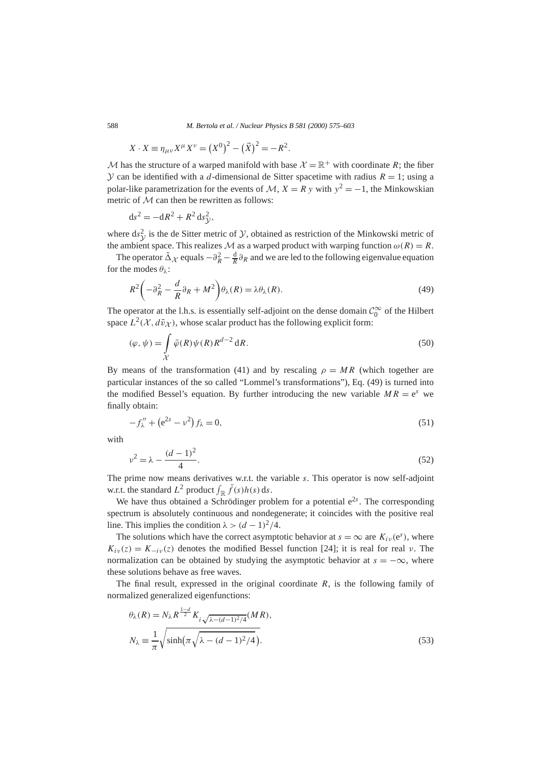$$X \cdot X \equiv \eta_{\mu\nu} X^\mu X^\nu = \left(X^0\right)^2 - \left(\vec{X}\right)^2 = -R^2.$$

$\mathcal{M}$ has the structure of a warped manifold with base $\mathcal{X} = \mathbb{R}^+$ with coordinate $R$; the fiber $\mathcal{Y}$ can be identified with a $d$-dimensional de Sitter spacetime with radius $R = 1$; using a polar-like parametrization for the events of $\mathcal{M}$, $X = R\, y$ with $y^2 = -1$, the Minkowskian metric of $\mathcal{M}$ can then be rewritten as follows:

$$\mathrm{d}s^2 = -\mathrm{d}R^2 + R^2\, \mathrm{d}s^2_{\mathcal{Y}},$$

where $\mathrm{d}s^2_{\mathcal{Y}}$ is the de Sitter metric of $\mathcal{Y}$, obtained as restriction of the Minkowski metric of the ambient space. This realizes $\mathcal{M}$ as a warped product with warping function $\omega(R) = R$.

The operator $\tilde{\Delta}_{\mathcal{X}}$ equals $-\partial_R^2 - \frac{\mathrm{d}}{R}\partial_R$ and we are led to the following eigenvalue equation for the modes $\theta_\lambda$:

$$R^2\left(-\partial_R^2 - \frac{d}{R}\partial_R + M^2\right)\theta_\lambda(R) = \lambda\theta_\lambda(R). \tag{49}$$

The operator at the l.h.s. is essentially self-adjoint on the dense domain $\mathcal{C}_0^\infty$ of the Hilbert space $L^2(\mathcal{X}, d\tilde{\nu}_{\mathcal{X}})$, whose scalar product has the following explicit form:

$$(\varphi, \psi) = \int_{\mathcal{X}} \bar{\varphi}(R)\psi(R)R^{d-2}\,\mathrm{d}R. \tag{50}$$

By means of the transformation (41) and by rescaling $\rho = MR$ (which together are particular instances of the so called "Lommel's transformations"), Eq. (49) is turned into the modified Bessel's equation. By further introducing the new variable $MR = \mathrm{e}^s$ we finally obtain:

$$-f_\lambda'' + \left(\mathrm{e}^{2s} - \nu^2\right) f_\lambda = 0, \tag{51}$$

with

$$\nu^2 = \lambda - \frac{(d-1)^2}{4}. \tag{52}$$

The prime now means derivatives w.r.t. the variable $s$. This operator is now self-adjoint w.r.t. the standard $L^2$ product $\int_{\mathbb{R}} \bar{f}(s)h(s)\,\mathrm{d}s$.

We have thus obtained a Schrödinger problem for a potential $\mathrm{e}^{2s}$. The corresponding spectrum is absolutely continuous and nondegenerate; it coincides with the positive real line. This implies the condition $\lambda > (d-1)^2/4$.

The solutions which have the correct asymptotic behavior at $s = \infty$ are $K_{i\nu}(\mathrm{e}^s)$, where $K_{i\nu}(z) = K_{-i\nu}(z)$ denotes the modified Bessel function [24]; it is real for real $\nu$. The normalization can be obtained by studying the asymptotic behavior at $s = -\infty$, where these solutions behave as free waves.

The final result, expressed in the original coordinate $R$, is the following family of normalized generalized eigenfunctions:

$$\theta_\lambda(R) = N_\lambda R^{\frac{1-d}{2}} K_{i\sqrt{\lambda-(d-1)^2/4}}(MR),$$
$$N_\lambda \equiv \frac{1}{\pi}\sqrt{\sinh\left(\pi\sqrt{\lambda-(d-1)^2/4}\right)}. \tag{53}$$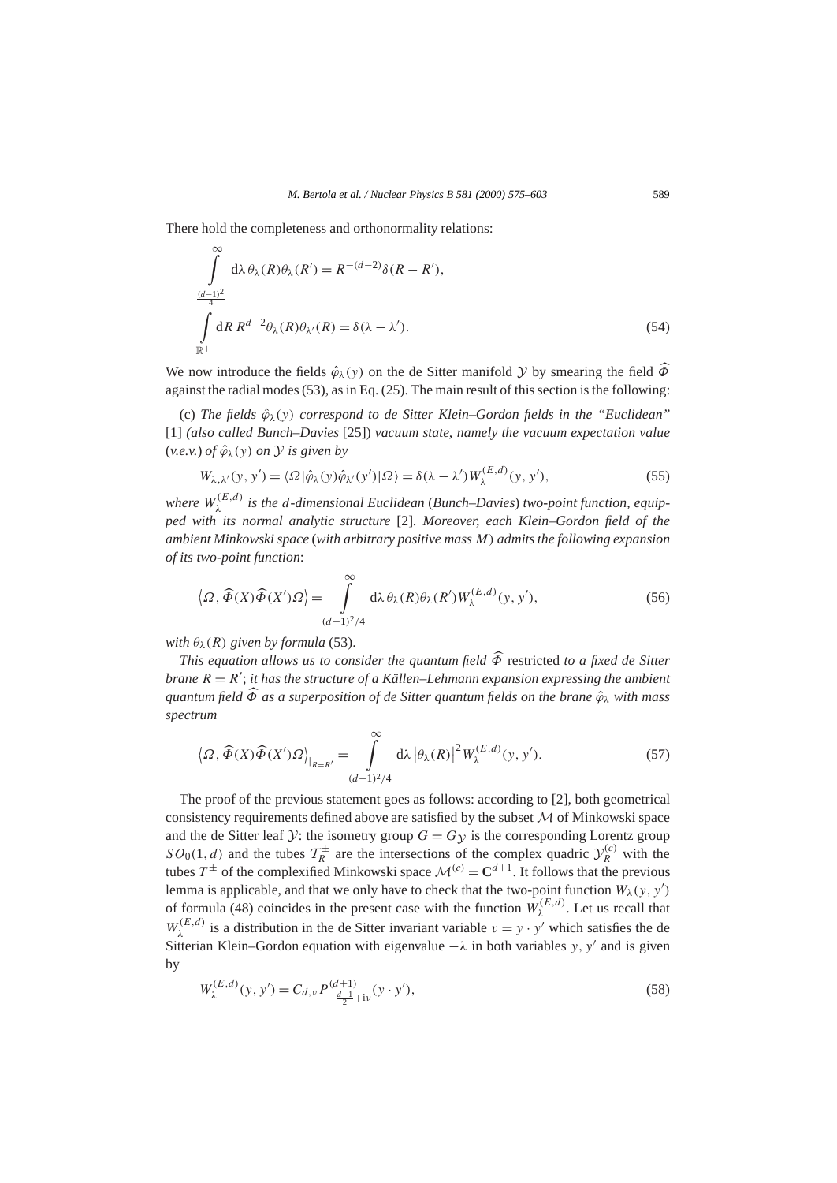There hold the completeness and orthonormality relations:

$$
\int_{\frac{(d-1)^2}{4}}^{\infty} \mathrm{d}\lambda\, \theta_\lambda(R)\theta_\lambda(R') = R^{-(d-2)}\delta(R - R'),
$$

$$
\int_{\mathbb{R}^+} \mathrm{d}R\, R^{d-2}\theta_\lambda(R)\theta_{\lambda'}(R) = \delta(\lambda - \lambda'). \tag{54}
$$

We now introduce the fields $\hat{\varphi}_\lambda(y)$ on the de Sitter manifold $\mathcal{Y}$ by smearing the field $\widehat{\Phi}$ against the radial modes (53), as in Eq. (25). The main result of this section is the following:

(c) *The fields $\hat{\varphi}_\lambda(y)$ correspond to de Sitter Klein–Gordon fields in the "Euclidean"* [1] *(also called Bunch–Davies* [25]*) vacuum state, namely the vacuum expectation value (v.e.v.) of $\hat{\varphi}_\lambda(y)$ on $\mathcal{Y}$ is given by*

$$
W_{\lambda,\lambda'}(y, y') = \langle \Omega | \hat{\varphi}_\lambda(y)\hat{\varphi}_{\lambda'}(y') | \Omega \rangle = \delta(\lambda - \lambda') W_\lambda^{(E,d)}(y, y'), \tag{55}
$$

*where $W_\lambda^{(E,d)}$ is the $d$-dimensional Euclidean (Bunch–Davies) two-point function, equipped with its normal analytic structure* [2]*. Moreover, each Klein–Gordon field of the ambient Minkowski space (with arbitrary positive mass $M$) admits the following expansion of its two-point function*:

$$
\langle \Omega, \widehat{\Phi}(X)\widehat{\Phi}(X')\Omega \rangle = \int_{(d-1)^2/4}^{\infty} \mathrm{d}\lambda\, \theta_\lambda(R)\theta_\lambda(R') W_\lambda^{(E,d)}(y, y'), \tag{56}
$$

*with $\theta_\lambda(R)$ given by formula* (53).

*This equation allows us to consider the quantum field $\widehat{\Phi}$* restricted *to a fixed de Sitter brane $R = R'$; it has the structure of a Källen–Lehmann expansion expressing the ambient quantum field $\widehat{\Phi}$ as a superposition of de Sitter quantum fields on the brane $\hat{\varphi}_\lambda$ with mass spectrum*

$$
\langle \Omega, \widehat{\Phi}(X)\widehat{\Phi}(X')\Omega \rangle_{|_{R=R'}} = \int_{(d-1)^2/4}^{\infty} \mathrm{d}\lambda\, |\theta_\lambda(R)|^2 W_\lambda^{(E,d)}(y, y'). \tag{57}
$$

The proof of the previous statement goes as follows: according to [2], both geometrical consistency requirements defined above are satisfied by the subset $\mathcal{M}$ of Minkowski space and the de Sitter leaf $\mathcal{Y}$: the isometry group $G = G_{\mathcal{Y}}$ is the corresponding Lorentz group $SO_0(1, d)$ and the tubes $\mathcal{T}_R^{\pm}$ are the intersections of the complex quadric $\mathcal{Y}_R^{(c)}$ with the tubes $T^{\pm}$ of the complexified Minkowski space $\mathcal{M}^{(c)} = \mathbf{C}^{d+1}$. It follows that the previous lemma is applicable, and that we only have to check that the two-point function $W_\lambda(y, y')$ of formula (48) coincides in the present case with the function $W_\lambda^{(E,d)}$. Let us recall that $W_\lambda^{(E,d)}$ is a distribution in the de Sitter invariant variable $v = y \cdot y'$ which satisfies the de Sitterian Klein–Gordon equation with eigenvalue $-\lambda$ in both variables $y, y'$ and is given by

$$
W_\lambda^{(E,d)}(y, y') = C_{d,\nu} P^{(d+1)}_{-\frac{d-1}{2}+\mathrm{i}\nu}(y \cdot y'), \tag{58}
$$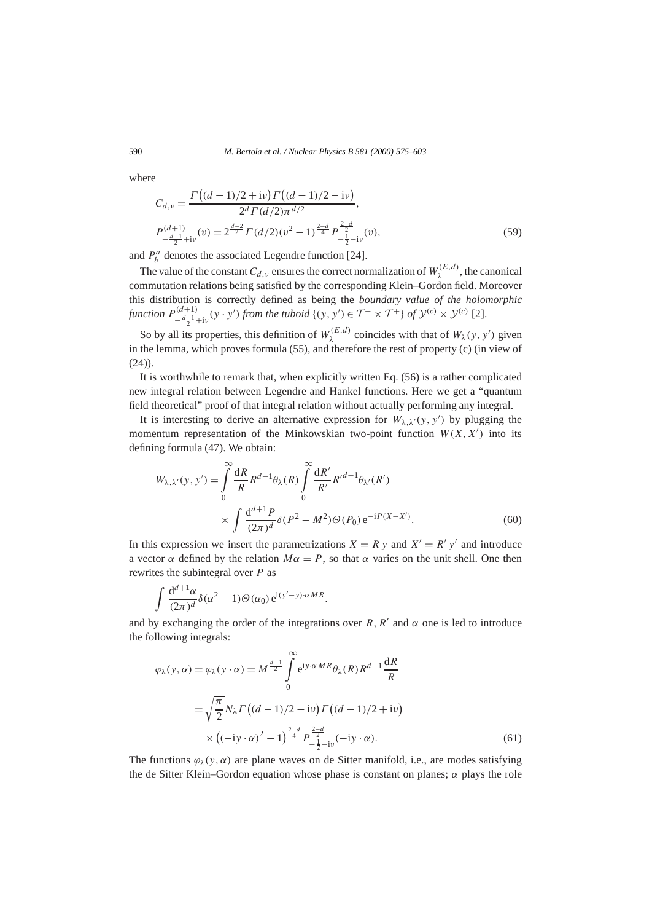where

$$C_{d,\nu} = \frac{\Gamma\big((d-1)/2 + \mathrm{i}\nu\big)\Gamma\big((d-1)/2 - \mathrm{i}\nu\big)}{2^d \Gamma(d/2)\pi^{d/2}},$$
$$P^{(d+1)}_{-\frac{d-1}{2}+\mathrm{i}\nu}(v) = 2^{\frac{d-2}{2}}\Gamma(d/2)(v^2-1)^{\frac{2-d}{4}} P^{\frac{2-d}{2}}_{-\frac{1}{2}-\mathrm{i}\nu}(v), \tag{59}$$

and $P^a_b$ denotes the associated Legendre function [24].

The value of the constant $C_{d,\nu}$ ensures the correct normalization of $W^{(E,d)}_\lambda$, the canonical commutation relations being satisfied by the corresponding Klein–Gordon field. Moreover this distribution is correctly defined as being the *boundary value of the holomorphic function* $P^{(d+1)}_{-\frac{d-1}{2}+\mathrm{i}\nu}(y \cdot y')$ *from the tuboid* $\{(y, y') \in \mathcal{T}^- \times \mathcal{T}^+\}$ *of* $\mathcal{Y}^{(c)} \times \mathcal{Y}^{(c)}$ [2].

So by all its properties, this definition of $W^{(E,d)}_\lambda$ coincides with that of $W_\lambda(y, y')$ given in the lemma, which proves formula (55), and therefore the rest of property (c) (in view of (24)).

It is worthwhile to remark that, when explicitly written Eq. (56) is a rather complicated new integral relation between Legendre and Hankel functions. Here we get a "quantum field theoretical" proof of that integral relation without actually performing any integral.

It is interesting to derive an alternative expression for $W_{\lambda,\lambda'}(y, y')$ by plugging the momentum representation of the Minkowskian two-point function $W(X, X')$ into its defining formula (47). We obtain:

$$W_{\lambda,\lambda'}(y, y') = \int_0^\infty \frac{\mathrm{d}R}{R} R^{d-1}\theta_\lambda(R) \int_0^\infty \frac{\mathrm{d}R'}{R'} R'^{d-1}\theta_{\lambda'}(R') \times \int \frac{\mathrm{d}^{d+1}P}{(2\pi)^d}\delta(P^2 - M^2)\Theta(P_0)\,\mathrm{e}^{-\mathrm{i}P(X-X')}. \tag{60}$$

In this expression we insert the parametrizations $X = R\,y$ and $X' = R'\,y'$ and introduce a vector $\alpha$ defined by the relation $M\alpha = P$, so that $\alpha$ varies on the unit shell. One then rewrites the subintegral over $P$ as

$$\int \frac{\mathrm{d}^{d+1}\alpha}{(2\pi)^d}\delta(\alpha^2 - 1)\Theta(\alpha_0)\,\mathrm{e}^{\mathrm{i}(y'-y)\cdot\alpha MR}.$$

and by exchanging the order of the integrations over $R$, $R'$ and $\alpha$ one is led to introduce the following integrals:

$$\varphi_\lambda(y, \alpha) = \varphi_\lambda(y \cdot \alpha) = M^{\frac{d-1}{2}} \int_0^\infty \mathrm{e}^{\mathrm{i}y\cdot\alpha MR}\theta_\lambda(R)R^{d-1}\frac{\mathrm{d}R}{R}$$
$$= \sqrt{\frac{\pi}{2}} N_\lambda \Gamma\big((d-1)/2 - \mathrm{i}\nu\big)\Gamma\big((d-1)/2 + \mathrm{i}\nu\big) \times \big((-\mathrm{i}y\cdot\alpha)^2 - 1\big)^{\frac{2-d}{4}} P^{\frac{2-d}{2}}_{-\frac{1}{2}-\mathrm{i}\nu}(-\mathrm{i}y\cdot\alpha). \tag{61}$$

The functions $\varphi_\lambda(y, \alpha)$ are plane waves on de Sitter manifold, i.e., are modes satisfying the de Sitter Klein–Gordon equation whose phase is constant on planes; $\alpha$ plays the role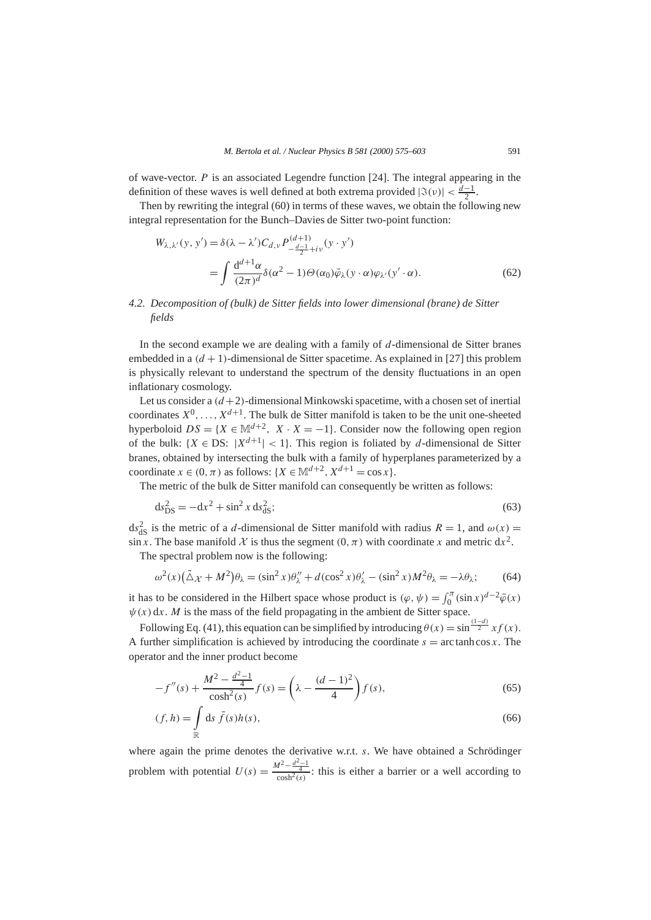of wave-vector. $P$ is an associated Legendre function [24]. The integral appearing in the definition of these waves is well defined at both extrema provided $|\Im(\nu)| < \frac{d-1}{2}$.

Then by rewriting the integral (60) in terms of these waves, we obtain the following new integral representation for the Bunch–Davies de Sitter two-point function:

$$
\begin{aligned}
W_{\lambda,\lambda'}(y, y') &= \delta(\lambda - \lambda') C_{d,\nu} P^{(d+1)}_{-\frac{d-1}{2}+i\nu}(y \cdot y') \\
&= \int \frac{\mathrm{d}^{d+1}\alpha}{(2\pi)^d} \delta(\alpha^2 - 1)\Theta(\alpha_0)\bar{\varphi}_\lambda(y \cdot \alpha)\varphi_{\lambda'}(y' \cdot \alpha).
\end{aligned} \tag{62}
$$

### *4.2. Decomposition of (bulk) de Sitter fields into lower dimensional (brane) de Sitter fields*

In the second example we are dealing with a family of $d$-dimensional de Sitter branes embedded in a $(d+1)$-dimensional de Sitter spacetime. As explained in [27] this problem is physically relevant to understand the spectrum of the density fluctuations in an open inflationary cosmology.

Let us consider a $(d+2)$-dimensional Minkowski spacetime, with a chosen set of inertial coordinates $X^0, \ldots, X^{d+1}$. The bulk de Sitter manifold is taken to be the unit one-sheeted hyperboloid $DS = \{X \in \mathbb{M}^{d+2},\ X \cdot X = -1\}$. Consider now the following open region of the bulk: $\{X \in \mathrm{DS}\colon |X^{d+1}| < 1\}$. This region is foliated by $d$-dimensional de Sitter branes, obtained by intersecting the bulk with a family of hyperplanes parameterized by a coordinate $x \in (0, \pi)$ as follows: $\{X \in \mathbb{M}^{d+2}, X^{d+1} = \cos x\}$.

The metric of the bulk de Sitter manifold can consequently be written as follows:

$$
\mathrm{d}s^2_{\mathrm{DS}} = -\mathrm{d}x^2 + \sin^2 x\, \mathrm{d}s^2_{\mathrm{dS}}; \tag{63}
$$

$\mathrm{d}s^2_{\mathrm{dS}}$ is the metric of a $d$-dimensional de Sitter manifold with radius $R = 1$, and $\omega(x) = \sin x$. The base manifold $\mathcal{X}$ is thus the segment $(0, \pi)$ with coordinate $x$ and metric $\mathrm{d}x^2$.

The spectral problem now is the following:

$$
\omega^2(x)\big(\tilde{\triangle}_{\mathcal{X}} + M^2\big)\theta_\lambda = (\sin^2 x)\theta''_\lambda + d(\cos^2 x)\theta'_\lambda - (\sin^2 x)M^2\theta_\lambda = -\lambda\theta_\lambda; \tag{64}
$$

it has to be considered in the Hilbert space whose product is $(\varphi, \psi) = \int_0^\pi (\sin x)^{d-2}\bar{\varphi}(x)\psi(x)\,\mathrm{d}x$. $M$ is the mass of the field propagating in the ambient de Sitter space.

Following Eq. (41), this equation can be simplified by introducing $\theta(x) = \sin^{\frac{(1-d)}{2}} x f(x)$. A further simplification is achieved by introducing the coordinate $s = \operatorname{arc\,tanh} \cos x$. The operator and the inner product become

$$
-f''(s) + \frac{M^2 - \frac{d^2-1}{4}}{\cosh^2(s)} f(s) = \left(\lambda - \frac{(d-1)^2}{4}\right) f(s), \tag{65}
$$

$$
(f, h) = \int_{\mathbb{R}} \mathrm{d}s\, \bar{f}(s)h(s), \tag{66}
$$

where again the prime denotes the derivative w.r.t. $s$. We have obtained a Schrödinger problem with potential $U(s) = \frac{M^2 - \frac{d^2-1}{4}}{\cosh^2(s)}$: this is either a barrier or a well according to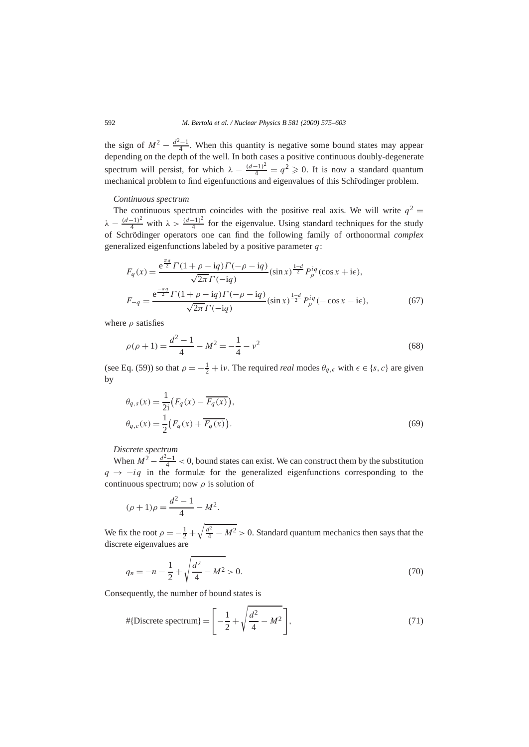the sign of $M^2 - \frac{d^2-1}{4}$. When this quantity is negative some bound states may appear depending on the depth of the well. In both cases a positive continuous doubly-degenerate spectrum will persist, for which $\lambda - \frac{(d-1)^2}{4} = q^2 \geqslant 0$. It is now a standard quantum mechanical problem to find eigenfunctions and eigenvalues of this Schrödinger problem.

*Continuous spectrum*

The continuous spectrum coincides with the positive real axis. We will write $q^2 = \lambda - \frac{(d-1)^2}{4}$ with $\lambda > \frac{(d-1)^2}{4}$ for the eigenvalue. Using standard techniques for the study of Schrödinger operators one can find the following family of orthonormal *complex* generalized eigenfunctions labeled by a positive parameter $q$:

$$F_q(x) = \frac{e^{\frac{\pi q}{2}} \Gamma(1+\rho-iq)\Gamma(-\rho-iq)}{\sqrt{2\pi}\,\Gamma(-iq)} (\sin x)^{\frac{1-d}{2}} P_\rho^{iq}(\cos x + i\epsilon),$$
$$F_{-q} = \frac{e^{\frac{-\pi q}{2}} \Gamma(1+\rho-iq)\Gamma(-\rho-iq)}{\sqrt{2\pi}\,\Gamma(-iq)} (\sin x)^{\frac{1-d}{2}} P_\rho^{iq}(-\cos x - i\epsilon), \tag{67}$$

where $\rho$ satisfies

$$\rho(\rho+1) = \frac{d^2-1}{4} - M^2 = -\frac{1}{4} - \nu^2 \tag{68}$$

(see Eq. (59)) so that $\rho = -\frac{1}{2} + i\nu$. The required *real* modes $\theta_{q,\epsilon}$ with $\epsilon \in \{s, c\}$ are given by

$$\theta_{q,s}(x) = \frac{1}{2i}\big(F_q(x) - \overline{F_q(x)}\big),$$
$$\theta_{q,c}(x) = \frac{1}{2}\big(F_q(x) + \overline{F_q(x)}\big). \tag{69}$$

*Discrete spectrum*

When $M^2 - \frac{d^2-1}{4} < 0$, bound states can exist. We can construct them by the substitution $q \to -iq$ in the formulæ for the generalized eigenfunctions corresponding to the continuous spectrum; now $\rho$ is solution of

$$(\rho+1)\rho = \frac{d^2-1}{4} - M^2.$$

We fix the root $\rho = -\frac{1}{2} + \sqrt{\frac{d^2}{4} - M^2} > 0$. Standard quantum mechanics then says that the discrete eigenvalues are

$$q_n = -n - \frac{1}{2} + \sqrt{\frac{d^2}{4} - M^2} > 0. \tag{70}$$

Consequently, the number of bound states is

$$\#\{\text{Discrete spectrum}\} = \left[-\frac{1}{2} + \sqrt{\frac{d^2}{4} - M^2}\right], \tag{71}$$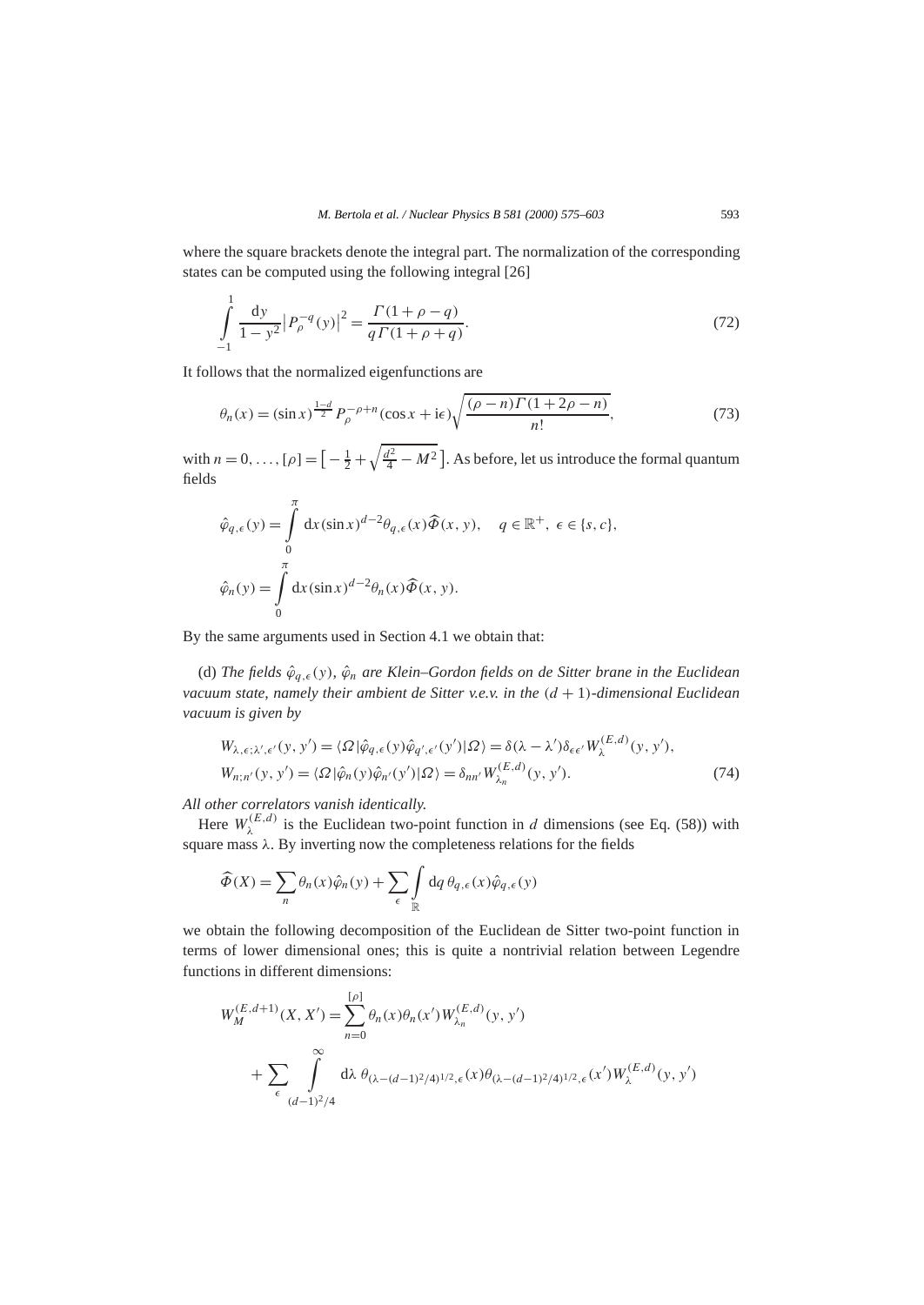where the square brackets denote the integral part. The normalization of the corresponding states can be computed using the following integral [26]

$$\int_{-1}^{1} \frac{\mathrm{d}y}{1-y^2} \left| P_\rho^{-q}(y) \right|^2 = \frac{\Gamma(1+\rho-q)}{q\Gamma(1+\rho+q)}. \tag{72}$$

It follows that the normalized eigenfunctions are

$$\theta_n(x) = (\sin x)^{\frac{1-d}{2}} P_\rho^{-\rho+n}(\cos x + \mathrm{i}\epsilon) \sqrt{\frac{(\rho-n)\Gamma(1+2\rho-n)}{n!}}, \tag{73}$$

with $n = 0, \ldots, [\rho] = \left[-\frac{1}{2} + \sqrt{\frac{d^2}{4} - M^2}\right]$. As before, let us introduce the formal quantum fields

$$\hat{\varphi}_{q,\epsilon}(y) = \int_0^\pi \mathrm{d}x (\sin x)^{d-2} \theta_{q,\epsilon}(x) \widehat{\Phi}(x,y), \quad q \in \mathbb{R}^+,\ \epsilon \in \{s,c\},$$

$$\hat{\varphi}_n(y) = \int_0^\pi \mathrm{d}x (\sin x)^{d-2} \theta_n(x) \widehat{\Phi}(x,y).$$

By the same arguments used in Section 4.1 we obtain that:

(d) *The fields $\hat{\varphi}_{q,\epsilon}(y)$, $\hat{\varphi}_n$ are Klein–Gordon fields on de Sitter brane in the Euclidean vacuum state, namely their ambient de Sitter v.e.v. in the $(d+1)$-dimensional Euclidean vacuum is given by*

$$\begin{aligned} W_{\lambda,\epsilon;\lambda',\epsilon'}(y,y') &= \langle \Omega | \hat{\varphi}_{q,\epsilon}(y) \hat{\varphi}_{q',\epsilon'}(y') | \Omega \rangle = \delta(\lambda - \lambda') \delta_{\epsilon\epsilon'} W_\lambda^{(E,d)}(y,y'), \\ W_{n;n'}(y,y') &= \langle \Omega | \hat{\varphi}_n(y) \hat{\varphi}_{n'}(y') | \Omega \rangle = \delta_{nn'} W_{\lambda_n}^{(E,d)}(y,y'). \end{aligned} \tag{74}$$

*All other correlators vanish identically.*

Here $W_\lambda^{(E,d)}$ is the Euclidean two-point function in $d$ dimensions (see Eq. (58)) with square mass $\lambda$. By inverting now the completeness relations for the fields

$$\widehat{\Phi}(X) = \sum_n \theta_n(x) \hat{\varphi}_n(y) + \sum_\epsilon \int_{\mathbb{R}} \mathrm{d}q\, \theta_{q,\epsilon}(x) \hat{\varphi}_{q,\epsilon}(y)$$

we obtain the following decomposition of the Euclidean de Sitter two-point function in terms of lower dimensional ones; this is quite a nontrivial relation between Legendre functions in different dimensions:

$$\begin{aligned} W_M^{(E,d+1)}(X,X') &= \sum_{n=0}^{[\rho]} \theta_n(x) \theta_n(x') W_{\lambda_n}^{(E,d)}(y,y') \\ &\quad + \sum_\epsilon \int_{(d-1)^2/4}^{\infty} \mathrm{d}\lambda\, \theta_{(\lambda-(d-1)^2/4)^{1/2},\epsilon}(x) \theta_{(\lambda-(d-1)^2/4)^{1/2},\epsilon}(x') W_\lambda^{(E,d)}(y,y') \end{aligned}$$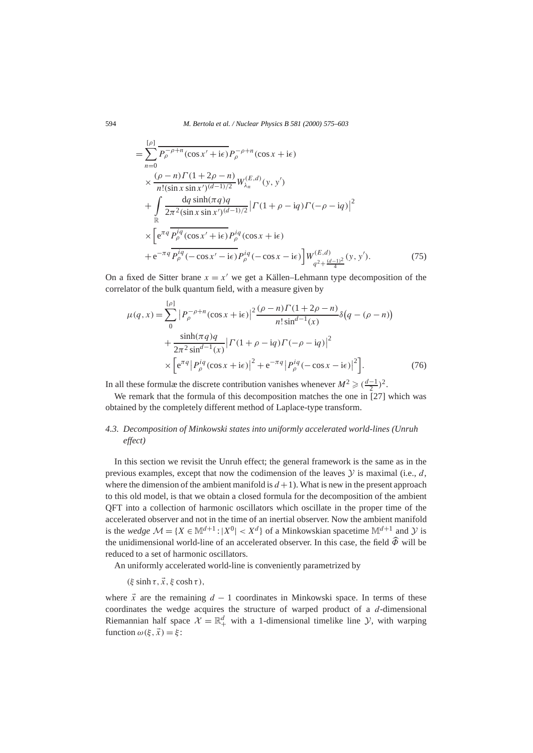$$
\begin{aligned}
&= \sum_{n=0}^{[\rho]} \overline{P_\rho^{-\rho+n}(\cos x' + \mathrm{i}\epsilon)} P_\rho^{-\rho+n}(\cos x + \mathrm{i}\epsilon) \\
&\quad \times \frac{(\rho-n)\Gamma(1+2\rho-n)}{n!(\sin x \sin x')^{(d-1)/2}} W_{\lambda_n}^{(E,d)}(y, y') \\
&\quad + \int_{\mathbb{R}} \frac{\mathrm{d}q \sinh(\pi q) q}{2\pi^2 (\sin x \sin x')^{(d-1)/2}} \left|\Gamma(1+\rho-\mathrm{i}q)\Gamma(-\rho-\mathrm{i}q)\right|^2 \\
&\quad \times \Big[ \mathrm{e}^{\pi q} \overline{P_\rho^{iq}(\cos x' + \mathrm{i}\epsilon)} P_\rho^{iq}(\cos x + \mathrm{i}\epsilon) \\
&\quad + \mathrm{e}^{-\pi q} \overline{P_\rho^{iq}(-\cos x' - \mathrm{i}\epsilon)} P_\rho^{iq}(-\cos x - \mathrm{i}\epsilon) \Big] W^{(E,d)}_{q^2 + \frac{(d-1)^2}{4}}(y, y').
\end{aligned} \tag{75}
$$

On a fixed de Sitter brane $x = x'$ we get a Källen–Lehmann type decomposition of the correlator of the bulk quantum field, with a measure given by

$$
\begin{aligned}
\mu(q, x) &= \sum_{0}^{[\rho]} \left|P_\rho^{-\rho+n}(\cos x + \mathrm{i}\epsilon)\right|^2 \frac{(\rho-n)\Gamma(1+2\rho-n)}{n! \sin^{d-1}(x)} \delta\big(q - (\rho-n)\big) \\
&\quad + \frac{\sinh(\pi q) q}{2\pi^2 \sin^{d-1}(x)} \left|\Gamma(1+\rho-\mathrm{i}q)\Gamma(-\rho-\mathrm{i}q)\right|^2 \\
&\quad \times \Big[ \mathrm{e}^{\pi q} \left|P_\rho^{iq}(\cos x + \mathrm{i}\epsilon)\right|^2 + \mathrm{e}^{-\pi q} \left|P_\rho^{iq}(-\cos x - \mathrm{i}\epsilon)\right|^2 \Big].
\end{aligned} \tag{76}
$$

In all these formulæ the discrete contribution vanishes whenever $M^2 \geqslant (\frac{d-1}{2})^2$.

We remark that the formula of this decomposition matches the one in [27] which was obtained by the completely different method of Laplace-type transform.

### 4.3. Decomposition of Minkowski states into uniformly accelerated world-lines (Unruh effect)

In this section we revisit the Unruh effect; the general framework is the same as in the previous examples, except that now the codimension of the leaves $\mathcal{Y}$ is maximal (i.e., $d$, where the dimension of the ambient manifold is $d+1$). What is new in the present approach to this old model, is that we obtain a closed formula for the decomposition of the ambient QFT into a collection of harmonic oscillators which oscillate in the proper time of the accelerated observer and not in the time of an inertial observer. Now the ambient manifold is the *wedge* $\mathcal{M} = \{X \in \mathbb{M}^{d+1} : |X^0| < X^d\}$ of a Minkowskian spacetime $\mathbb{M}^{d+1}$ and $\mathcal{Y}$ is the unidimensional world-line of an accelerated observer. In this case, the field $\widehat{\Phi}$ will be reduced to a set of harmonic oscillators.

An uniformly accelerated world-line is conveniently parametrized by

$$(\xi \sinh \tau, \vec{x}, \xi \cosh \tau),$$

where $\vec{x}$ are the remaining $d-1$ coordinates in Minkowski space. In terms of these coordinates the wedge acquires the structure of warped product of a $d$-dimensional Riemannian half space $\mathcal{X} = \mathbb{R}^d_+$ with a 1-dimensional timelike line $\mathcal{Y}$, with warping function $\omega(\xi, \vec{x}) = \xi$: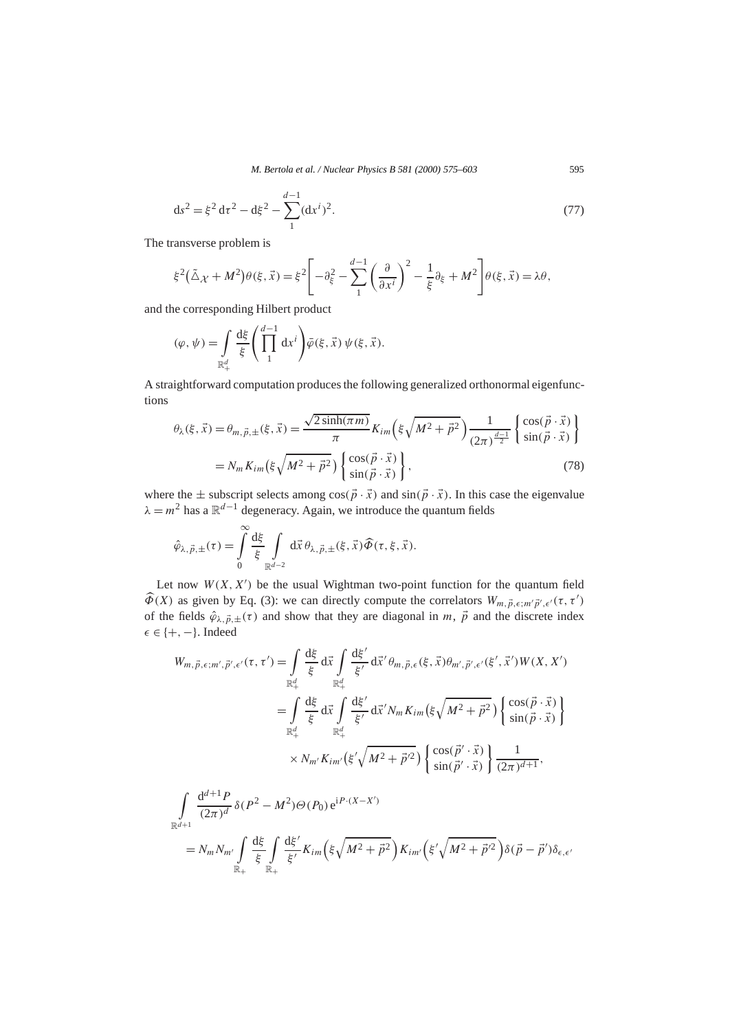$$
\mathrm{d}s^2 = \xi^2\,\mathrm{d}\tau^2 - \mathrm{d}\xi^2 - \sum_1^{d-1} (\mathrm{d}x^i)^2. \tag{77}
$$

The transverse problem is

$$
\xi^2\big(\tilde{\triangle}_{\mathcal{X}} + M^2\big)\theta(\xi,\vec{x}) = \xi^2\left[-\partial_\xi^2 - \sum_1^{d-1}\left(\frac{\partial}{\partial x^i}\right)^2 - \frac{1}{\xi}\partial_\xi + M^2\right]\theta(\xi,\vec{x}) = \lambda\theta,
$$

and the corresponding Hilbert product

$$
(\varphi,\psi) = \int_{\mathbb{R}_+^d} \frac{\mathrm{d}\xi}{\xi}\left(\prod_1^{d-1}\mathrm{d}x^i\right)\bar{\varphi}(\xi,\vec{x})\,\psi(\xi,\vec{x}).
$$

A straightforward computation produces the following generalized orthonormal eigenfunctions

$$
\begin{aligned}
\theta_\lambda(\xi,\vec{x}) = \theta_{m,\vec{p},\pm}(\xi,\vec{x}) &= \frac{\sqrt{2\sinh(\pi m)}}{\pi} K_{im}\Big(\xi\sqrt{M^2+\vec{p}^2}\Big)\frac{1}{(2\pi)^{\frac{d-1}{2}}}\begin{Bmatrix}\cos(\vec{p}\cdot\vec{x})\\ \sin(\vec{p}\cdot\vec{x})\end{Bmatrix} \\
&= N_m K_{im}\big(\xi\sqrt{M^2+\vec{p}^2}\big)\begin{Bmatrix}\cos(\vec{p}\cdot\vec{x})\\ \sin(\vec{p}\cdot\vec{x})\end{Bmatrix},
\end{aligned} \tag{78}
$$

where the $\pm$ subscript selects among $\cos(\vec{p}\cdot\vec{x})$ and $\sin(\vec{p}\cdot\vec{x})$. In this case the eigenvalue $\lambda = m^2$ has a $\mathbb{R}^{d-1}$ degeneracy. Again, we introduce the quantum fields

$$
\hat{\varphi}_{\lambda,\vec{p},\pm}(\tau) = \int_0^\infty \frac{\mathrm{d}\xi}{\xi}\int_{\mathbb{R}^{d-2}} \mathrm{d}\vec{x}\,\theta_{\lambda,\vec{p},\pm}(\xi,\vec{x})\widehat{\Phi}(\tau,\xi,\vec{x}).
$$

Let now $W(X,X')$ be the usual Wightman two-point function for the quantum field $\widehat{\Phi}(X)$ as given by Eq. (3): we can directly compute the correlators $W_{m,\vec{p},\epsilon;m'\vec{p}',\epsilon'}(\tau,\tau')$ of the fields $\hat{\varphi}_{\lambda,\vec{p},\pm}(\tau)$ and show that they are diagonal in $m$, $\vec{p}$ and the discrete index $\epsilon\in\{+,-\}$. Indeed

$$
\begin{aligned}
W_{m,\vec{p},\epsilon;m',\vec{p}',\epsilon'}(\tau,\tau') &= \int_{\mathbb{R}_+^d}\frac{\mathrm{d}\xi}{\xi}\,\mathrm{d}\vec{x}\int_{\mathbb{R}_+^d}\frac{\mathrm{d}\xi'}{\xi'}\,\mathrm{d}\vec{x}'\,\theta_{m,\vec{p},\epsilon}(\xi,\vec{x})\theta_{m',\vec{p}',\epsilon'}(\xi',\vec{x}')W(X,X') \\
&= \int_{\mathbb{R}_+^d}\frac{\mathrm{d}\xi}{\xi}\,\mathrm{d}\vec{x}\int_{\mathbb{R}_+^d}\frac{\mathrm{d}\xi'}{\xi'}\,\mathrm{d}\vec{x}' N_m K_{im}\big(\xi\sqrt{M^2+\vec{p}^2}\big)\begin{Bmatrix}\cos(\vec{p}\cdot\vec{x})\\ \sin(\vec{p}\cdot\vec{x})\end{Bmatrix} \\
&\quad\times N_{m'}K_{im'}\big(\xi'\sqrt{M^2+\vec{p}'^2}\big)\begin{Bmatrix}\cos(\vec{p}'\cdot\vec{x})\\ \sin(\vec{p}'\cdot\vec{x})\end{Bmatrix}\frac{1}{(2\pi)^{d+1}},
\end{aligned}
$$

$$
\begin{aligned}
&\int_{\mathbb{R}^{d+1}}\frac{\mathrm{d}^{d+1}P}{(2\pi)^d}\,\delta(P^2-M^2)\Theta(P_0)\,\mathrm{e}^{\mathrm{i}P\cdot(X-X')} \\
&= N_m N_{m'}\int_{\mathbb{R}_+}\frac{\mathrm{d}\xi}{\xi}\int_{\mathbb{R}_+}\frac{\mathrm{d}\xi'}{\xi'}K_{im}\Big(\xi\sqrt{M^2+\vec{p}^2}\Big)K_{im'}\Big(\xi'\sqrt{M^2+\vec{p}'^2}\Big)\delta(\vec{p}-\vec{p}')\delta_{\epsilon,\epsilon'}
\end{aligned}
$$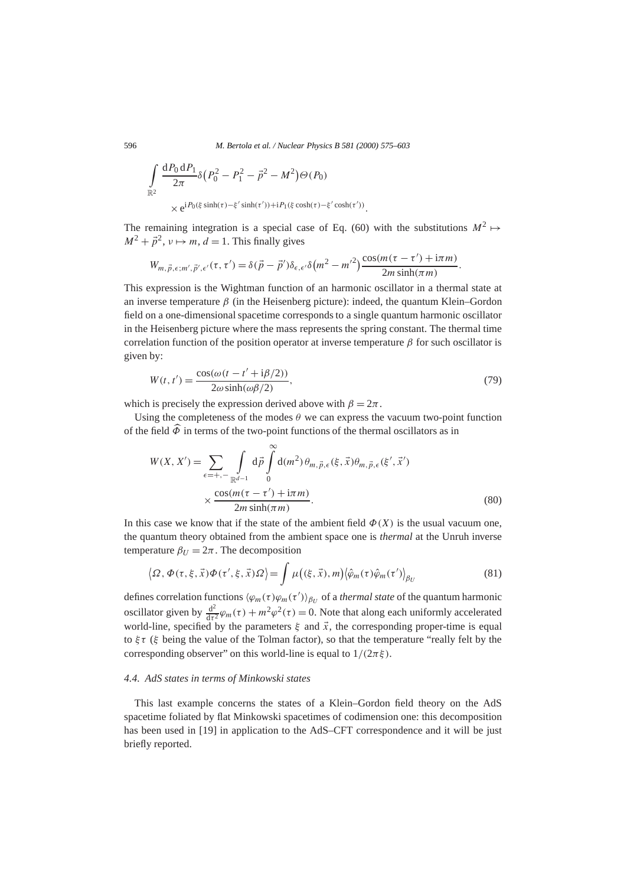$$
\int_{\mathbb{R}^2} \frac{\mathrm{d}P_0\,\mathrm{d}P_1}{2\pi} \delta\big(P_0^2 - P_1^2 - \vec{p}^{\,2} - M^2\big)\Theta(P_0)
$$
$$
\times\, \mathrm{e}^{\mathrm{i}P_0(\xi \sinh(\tau) - \xi' \sinh(\tau')) + \mathrm{i}P_1(\xi \cosh(\tau) - \xi' \cosh(\tau'))}.
$$

The remaining integration is a special case of Eq. (60) with the substitutions $M^2 \mapsto M^2 + \vec{p}^{\,2}$, $\nu \mapsto m$, $d = 1$. This finally gives

$$
W_{m,\vec{p},\epsilon;m',\vec{p}',\epsilon'}(\tau,\tau') = \delta(\vec{p} - \vec{p}')\delta_{\epsilon,\epsilon'}\delta\big(m^2 - m'^2\big)\frac{\cos(m(\tau - \tau') + \mathrm{i}\pi m)}{2m \sinh(\pi m)}.
$$

This expression is the Wightman function of an harmonic oscillator in a thermal state at an inverse temperature $\beta$ (in the Heisenberg picture): indeed, the quantum Klein–Gordon field on a one-dimensional spacetime corresponds to a single quantum harmonic oscillator in the Heisenberg picture where the mass represents the spring constant. The thermal time correlation function of the position operator at inverse temperature $\beta$ for such oscillator is given by:

$$
W(t,t') = \frac{\cos(\omega(t - t' + \mathrm{i}\beta/2))}{2\omega \sinh(\omega\beta/2)}, \tag{79}
$$

which is precisely the expression derived above with $\beta = 2\pi$.

Using the completeness of the modes $\theta$ we can express the vacuum two-point function of the field $\widehat{\Phi}$ in terms of the two-point functions of the thermal oscillators as in

$$
W(X,X') = \sum_{\epsilon=+,-} \int_{\mathbb{R}^{d-1}} \mathrm{d}\vec{p} \int_0^\infty \mathrm{d}(m^2)\, \theta_{m,\vec{p},\epsilon}(\xi,\vec{x})\theta_{m,\vec{p},\epsilon}(\xi',\vec{x}')
$$
$$
\times \frac{\cos(m(\tau - \tau') + \mathrm{i}\pi m)}{2m \sinh(\pi m)}. \tag{80}
$$

In this case we know that if the state of the ambient field $\Phi(X)$ is the usual vacuum one, the quantum theory obtained from the ambient space one is *thermal* at the Unruh inverse temperature $\beta_U = 2\pi$. The decomposition

$$
\big\langle \Omega, \Phi(\tau,\xi,\vec{x})\Phi(\tau',\xi,\vec{x})\Omega \big\rangle = \int \mu\big((\xi,\vec{x}),m\big)\big\langle \hat{\varphi}_m(\tau)\hat{\varphi}_m(\tau')\big\rangle_{\beta_U} \tag{81}
$$

defines correlation functions $\langle \varphi_m(\tau)\varphi_m(\tau')\rangle_{\beta_U}$ of a *thermal state* of the quantum harmonic oscillator given by $\frac{\mathrm{d}^2}{\mathrm{d}\tau^2}\varphi_m(\tau) + m^2\varphi^2(\tau) = 0$. Note that along each uniformly accelerated world-line, specified by the parameters $\xi$ and $\vec{x}$, the corresponding proper-time is equal to $\xi\tau$ ($\xi$ being the value of the Tolman factor), so that the temperature "really felt by the corresponding observer" on this world-line is equal to $1/(2\pi\xi)$.

### 4.4. AdS states in terms of Minkowski states

This last example concerns the states of a Klein–Gordon field theory on the AdS spacetime foliated by flat Minkowski spacetimes of codimension one: this decomposition has been used in [19] in application to the AdS–CFT correspondence and it will be just briefly reported.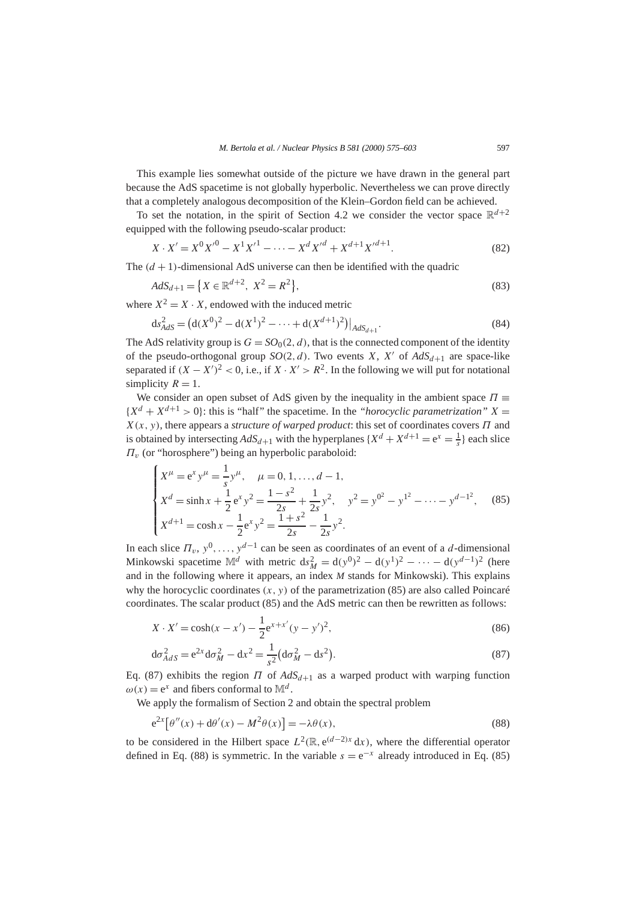This example lies somewhat outside of the picture we have drawn in the general part because the AdS spacetime is not globally hyperbolic. Nevertheless we can prove directly that a completely analogous decomposition of the Klein–Gordon field can be achieved.

To set the notation, in the spirit of Section 4.2 we consider the vector space $\mathbb{R}^{d+2}$ equipped with the following pseudo-scalar product:

$$X \cdot X' = X^0 X'^0 - X^1 X'^1 - \cdots - X^d X'^d + X^{d+1} X'^{d+1}. \tag{82}$$

The $(d+1)$-dimensional AdS universe can then be identified with the quadric

$$AdS_{d+1} = \{X \in \mathbb{R}^{d+2},\ X^2 = R^2\}, \tag{83}$$

where $X^2 = X \cdot X$, endowed with the induced metric

$$\mathrm{d}s^2_{AdS} = \left(\mathrm{d}(X^0)^2 - \mathrm{d}(X^1)^2 - \cdots + \mathrm{d}(X^{d+1})^2\right)\big|_{AdS_{d+1}}. \tag{84}$$

The AdS relativity group is $G = SO_0(2,d)$, that is the connected component of the identity of the pseudo-orthogonal group $SO(2,d)$. Two events $X$, $X'$ of $AdS_{d+1}$ are space-like separated if $(X - X')^2 < 0$, i.e., if $X \cdot X' > R^2$. In the following we will put for notational simplicity $R = 1$.

We consider an open subset of AdS given by the inequality in the ambient space $\Pi \equiv \{X^d + X^{d+1} > 0\}$: this is "half" the spacetime. In the *"horocyclic parametrization"* $X = X(x, y)$, there appears a *structure of warped product*: this set of coordinates covers $\Pi$ and is obtained by intersecting $AdS_{d+1}$ with the hyperplanes $\{X^d + X^{d+1} = \mathrm{e}^x = \frac{1}{s}\}$ each slice $\Pi_v$ (or "horosphere") being an hyperbolic paraboloid:

$$\begin{cases} X^\mu = \mathrm{e}^x y^\mu = \dfrac{1}{s} y^\mu, \quad \mu = 0, 1, \ldots, d-1, \\ X^d = \sinh x + \dfrac{1}{2}\mathrm{e}^x y^2 = \dfrac{1-s^2}{2s} + \dfrac{1}{2s} y^2, \quad y^2 = {y^0}^2 - {y^1}^2 - \cdots - {y^{d-1}}^2, \\ X^{d+1} = \cosh x - \dfrac{1}{2}\mathrm{e}^x y^2 = \dfrac{1+s^2}{2s} - \dfrac{1}{2s} y^2. \end{cases} \tag{85}$$

In each slice $\Pi_v$, $y^0, \ldots, y^{d-1}$ can be seen as coordinates of an event of a $d$-dimensional Minkowski spacetime $\mathbb{M}^d$ with metric $\mathrm{d}s^2_M = \mathrm{d}(y^0)^2 - \mathrm{d}(y^1)^2 - \cdots - \mathrm{d}(y^{d-1})^2$ (here and in the following where it appears, an index $M$ stands for Minkowski). This explains why the horocyclic coordinates $(x, y)$ of the parametrization (85) are also called Poincaré coordinates. The scalar product (85) and the AdS metric can then be rewritten as follows:

$$X \cdot X' = \cosh(x - x') - \frac{1}{2}\mathrm{e}^{x+x'}(y - y')^2, \tag{86}$$

$$\mathrm{d}\sigma^2_{AdS} = \mathrm{e}^{2x}\mathrm{d}\sigma^2_M - \mathrm{d}x^2 = \frac{1}{s^2}\left(\mathrm{d}\sigma^2_M - \mathrm{d}s^2\right). \tag{87}$$

Eq. (87) exhibits the region $\Pi$ of $AdS_{d+1}$ as a warped product with warping function $\omega(x) = \mathrm{e}^x$ and fibers conformal to $\mathbb{M}^d$.

We apply the formalism of Section 2 and obtain the spectral problem

$$\mathrm{e}^{2x}\left[\theta''(x) + d\theta'(x) - M^2\theta(x)\right] = -\lambda\theta(x), \tag{88}$$

to be considered in the Hilbert space $L^2(\mathbb{R}, \mathrm{e}^{(d-2)x}\,\mathrm{d}x)$, where the differential operator defined in Eq. (88) is symmetric. In the variable $s = \mathrm{e}^{-x}$ already introduced in Eq. (85)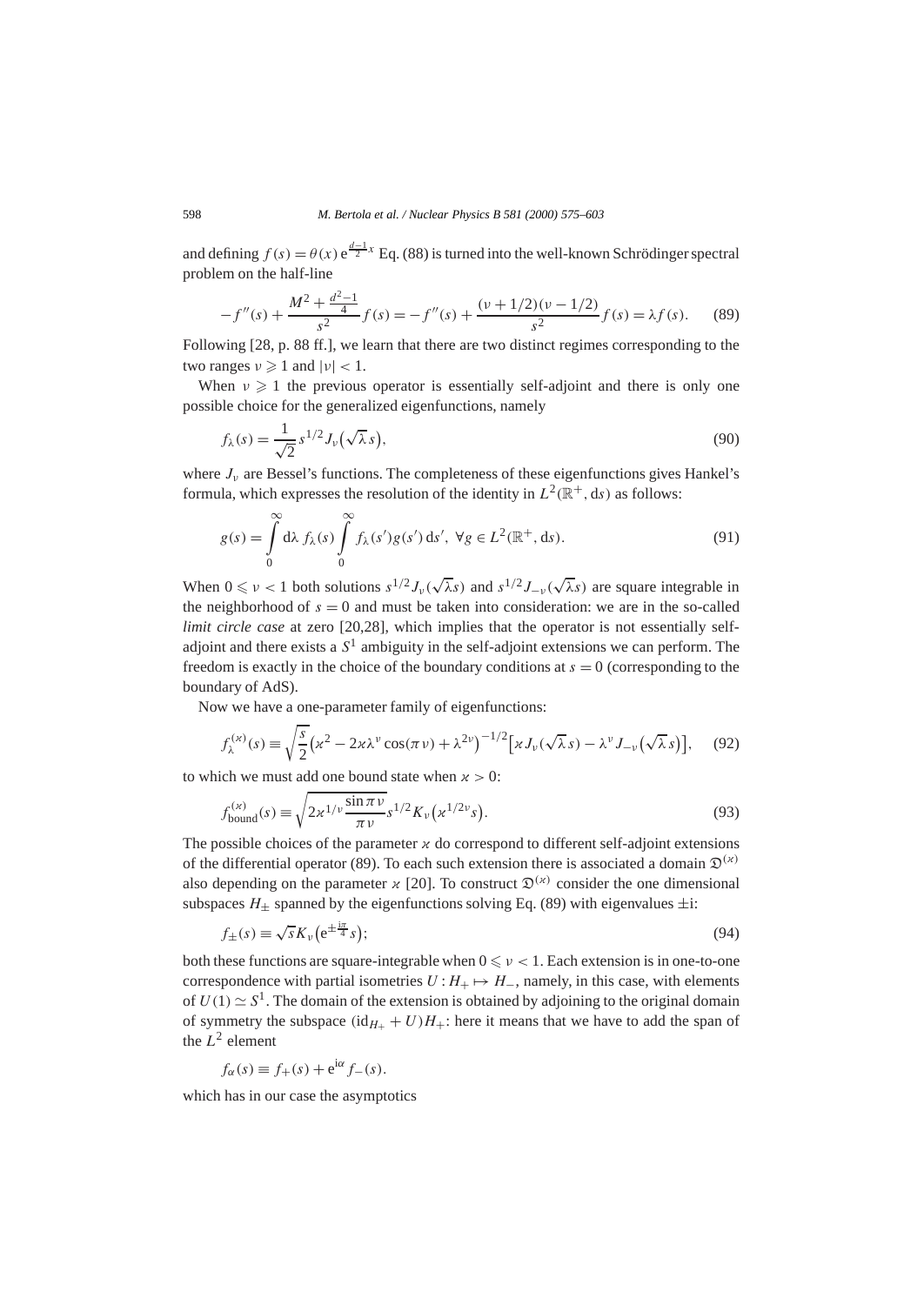and defining $f(s) = \theta(x)\,\mathrm{e}^{\frac{d-1}{2}x}$ Eq. (88) is turned into the well-known Schrödinger spectral problem on the half-line

$$-f''(s) + \frac{M^2 + \frac{d^2-1}{4}}{s^2} f(s) = -f''(s) + \frac{(\nu + 1/2)(\nu - 1/2)}{s^2} f(s) = \lambda f(s). \tag{89}$$

Following [28, p. 88 ff.], we learn that there are two distinct regimes corresponding to the two ranges $\nu \geqslant 1$ and $|\nu| < 1$.

When $\nu \geqslant 1$ the previous operator is essentially self-adjoint and there is only one possible choice for the generalized eigenfunctions, namely

$$f_\lambda(s) = \frac{1}{\sqrt{2}} s^{1/2} J_\nu\big(\sqrt{\lambda}\, s\big), \tag{90}$$

where $J_\nu$ are Bessel's functions. The completeness of these eigenfunctions gives Hankel's formula, which expresses the resolution of the identity in $L^2(\mathbb{R}^+, \mathrm{d}s)$ as follows:

$$g(s) = \int_0^\infty \mathrm{d}\lambda\, f_\lambda(s) \int_0^\infty f_\lambda(s') g(s')\,\mathrm{d}s', \ \forall g \in L^2(\mathbb{R}^+, \mathrm{d}s). \tag{91}$$

When $0 \leqslant \nu < 1$ both solutions $s^{1/2} J_\nu(\sqrt{\lambda} s)$ and $s^{1/2} J_{-\nu}(\sqrt{\lambda} s)$ are square integrable in the neighborhood of $s = 0$ and must be taken into consideration: we are in the so-called *limit circle case* at zero [20,28], which implies that the operator is not essentially self-adjoint and there exists a $S^1$ ambiguity in the self-adjoint extensions we can perform. The freedom is exactly in the choice of the boundary conditions at $s = 0$ (corresponding to the boundary of AdS).

Now we have a one-parameter family of eigenfunctions:

$$f_\lambda^{(\varkappa)}(s) \equiv \sqrt{\frac{s}{2}} \big(\varkappa^2 - 2\varkappa\lambda^\nu \cos(\pi\nu) + \lambda^{2\nu}\big)^{-1/2} \big[\varkappa J_\nu(\sqrt{\lambda}\, s) - \lambda^\nu J_{-\nu}\big(\sqrt{\lambda}\, s\big)\big], \tag{92}$$

to which we must add one bound state when $\varkappa > 0$:

$$f_{\text{bound}}^{(\varkappa)}(s) \equiv \sqrt{2\varkappa^{1/\nu} \frac{\sin \pi\nu}{\pi\nu}}\, s^{1/2} K_\nu\big(\varkappa^{1/2\nu} s\big). \tag{93}$$

The possible choices of the parameter $\varkappa$ do correspond to different self-adjoint extensions of the differential operator (89). To each such extension there is associated a domain $\mathfrak{D}^{(\varkappa)}$ also depending on the parameter $\varkappa$ [20]. To construct $\mathfrak{D}^{(\varkappa)}$ consider the one dimensional subspaces $H_\pm$ spanned by the eigenfunctions solving Eq. (89) with eigenvalues $\pm\mathrm{i}$:

$$f_\pm(s) \equiv \sqrt{s} K_\nu\big(\mathrm{e}^{\pm\frac{\mathrm{i}\pi}{4}} s\big); \tag{94}$$

both these functions are square-integrable when $0 \leqslant \nu < 1$. Each extension is in one-to-one correspondence with partial isometries $U : H_+ \mapsto H_-$, namely, in this case, with elements of $U(1) \simeq S^1$. The domain of the extension is obtained by adjoining to the original domain of symmetry the subspace $(\mathrm{id}_{H_+} + U)H_+$: here it means that we have to add the span of the $L^2$ element

$$f_\alpha(s) \equiv f_+(s) + \mathrm{e}^{\mathrm{i}\alpha} f_-(s).$$

which has in our case the asymptotics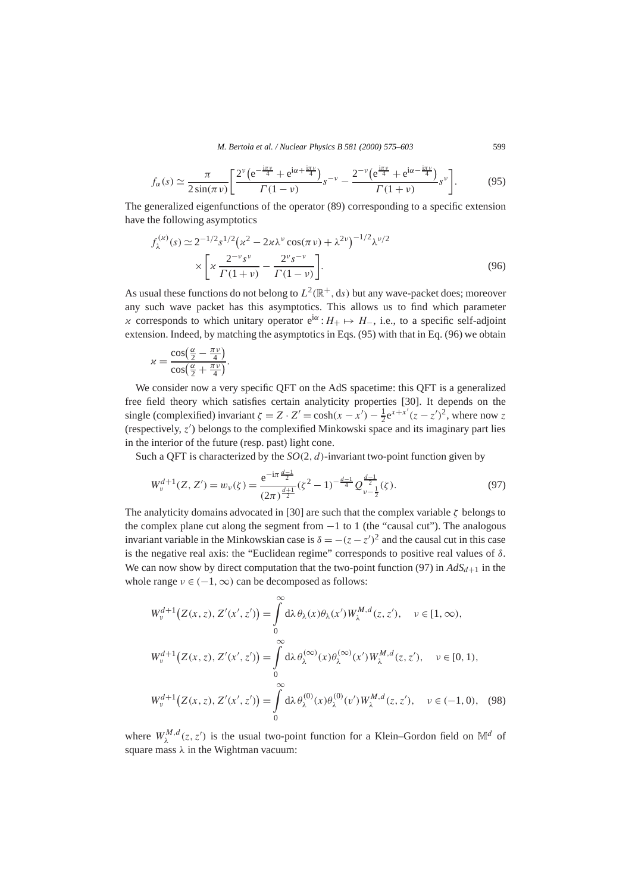$$f_\alpha(s) \simeq \frac{\pi}{2\sin(\pi\nu)}\left[\frac{2^\nu\left(\mathrm{e}^{-\frac{\mathrm{i}\pi\nu}{4}} + \mathrm{e}^{\mathrm{i}\alpha+\frac{\mathrm{i}\pi\nu}{4}}\right)}{\Gamma(1-\nu)}s^{-\nu} - \frac{2^{-\nu}\left(\mathrm{e}^{\frac{\mathrm{i}\pi\nu}{4}} + \mathrm{e}^{\mathrm{i}\alpha-\frac{\mathrm{i}\pi\nu}{4}}\right)}{\Gamma(1+\nu)}s^\nu\right]. \tag{95}$$

The generalized eigenfunctions of the operator (89) corresponding to a specific extension have the following asymptotics

$$f_\lambda^{(\varkappa)}(s) \simeq 2^{-1/2}s^{1/2}\left(\varkappa^2 - 2\varkappa\lambda^\nu\cos(\pi\nu) + \lambda^{2\nu}\right)^{-1/2}\lambda^{\nu/2} \times\left[\varkappa\frac{2^{-\nu}s^\nu}{\Gamma(1+\nu)} - \frac{2^\nu s^{-\nu}}{\Gamma(1-\nu)}\right]. \tag{96}$$

As usual these functions do not belong to $L^2(\mathbb{R}^+, \mathrm{d}s)$ but any wave-packet does; moreover any such wave packet has this asymptotics. This allows us to find which parameter $\varkappa$ corresponds to which unitary operator $\mathrm{e}^{\mathrm{i}\alpha}: H_+ \mapsto H_-$, i.e., to a specific self-adjoint extension. Indeed, by matching the asymptotics in Eqs. (95) with that in Eq. (96) we obtain

$$\varkappa = \frac{\cos\left(\frac{\alpha}{2} - \frac{\pi\nu}{4}\right)}{\cos\left(\frac{\alpha}{2} + \frac{\pi\nu}{4}\right)}.$$

We consider now a very specific QFT on the AdS spacetime: this QFT is a generalized free field theory which satisfies certain analyticity properties [30]. It depends on the single (complexified) invariant $\zeta = Z \cdot Z' = \cosh(x - x') - \frac{1}{2}\mathrm{e}^{x+x'}(z - z')^2$, where now $z$ (respectively, $z'$) belongs to the complexified Minkowski space and its imaginary part lies in the interior of the future (resp. past) light cone.

Such a QFT is characterized by the $SO(2, d)$-invariant two-point function given by

$$W_\nu^{d+1}(Z, Z') = w_\nu(\zeta) = \frac{\mathrm{e}^{-\mathrm{i}\pi\frac{d-1}{2}}}{(2\pi)^{\frac{d+1}{2}}}(\zeta^2 - 1)^{-\frac{d-1}{4}}Q_{\nu-\frac{1}{2}}^{\frac{d-1}{2}}(\zeta). \tag{97}$$

The analyticity domains advocated in [30] are such that the complex variable $\zeta$ belongs to the complex plane cut along the segment from $-1$ to 1 (the "causal cut"). The analogous invariant variable in the Minkowskian case is $\delta = -(z - z')^2$ and the causal cut in this case is the negative real axis: the "Euclidean regime" corresponds to positive real values of $\delta$. We can now show by direct computation that the two-point function (97) in $AdS_{d+1}$ in the whole range $\nu \in (-1, \infty)$ can be decomposed as follows:

$$W_\nu^{d+1}\left(Z(x, z), Z'(x', z')\right) = \int_0^\infty \mathrm{d}\lambda\, \theta_\lambda(x)\theta_\lambda(x')W_\lambda^{M,d}(z, z'), \quad \nu \in [1, \infty),$$

$$W_\nu^{d+1}\left(Z(x, z), Z'(x', z')\right) = \int_0^\infty \mathrm{d}\lambda\, \theta_\lambda^{(\infty)}(x)\theta_\lambda^{(\infty)}(x')W_\lambda^{M,d}(z, z'), \quad \nu \in [0, 1),$$

$$W_\nu^{d+1}\left(Z(x, z), Z'(x', z')\right) = \int_0^\infty \mathrm{d}\lambda\, \theta_\lambda^{(0)}(x)\theta_\lambda^{(0)}(v')W_\lambda^{M,d}(z, z'), \quad \nu \in (-1, 0), \tag{98}$$

where $W_\lambda^{M,d}(z, z')$ is the usual two-point function for a Klein–Gordon field on $\mathbb{M}^d$ of square mass $\lambda$ in the Wightman vacuum: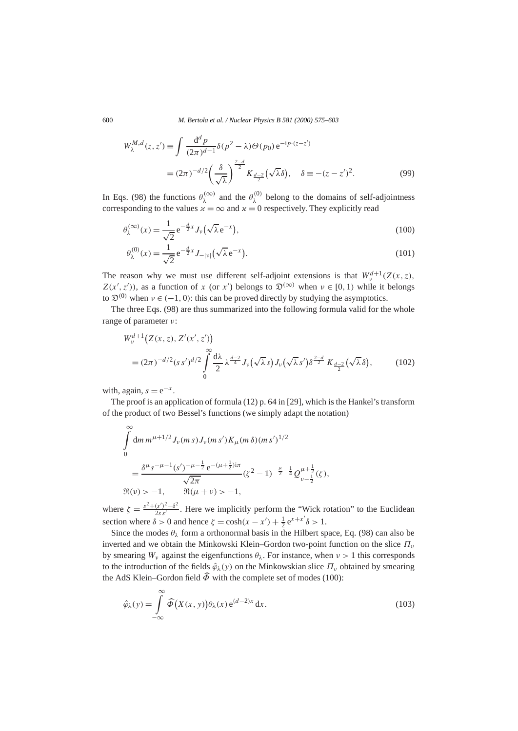$$W^{M,d}_\lambda(z,z') \equiv \int \frac{\mathrm{d}^d p}{(2\pi)^{d-1}} \delta(p^2-\lambda)\Theta(p_0)\,\mathrm{e}^{-\mathrm{i}p\cdot(z-z')}$$
$$= (2\pi)^{-d/2}\left(\frac{\delta}{\sqrt{\lambda}}\right)^{\frac{2-d}{2}} K_{\frac{d-2}{2}}\left(\sqrt{\lambda}\delta\right), \quad \delta \equiv -(z-z')^2. \tag{99}$$

In Eqs. (98) the functions $\theta^{(\infty)}_\lambda$ and the $\theta^{(0)}_\lambda$ belong to the domains of self-adjointness corresponding to the values $\varkappa = \infty$ and $\varkappa = 0$ respectively. They explicitly read

$$\theta^{(\infty)}_\lambda(x) = \frac{1}{\sqrt{2}}\,\mathrm{e}^{-\frac{d}{2}x} J_\nu\left(\sqrt{\lambda}\,\mathrm{e}^{-x}\right), \tag{100}$$

$$\theta^{(0)}_\lambda(x) = \frac{1}{\sqrt{2}}\,\mathrm{e}^{-\frac{d}{2}x} J_{-|\nu|}\left(\sqrt{\lambda}\,\mathrm{e}^{-x}\right). \tag{101}$$

The reason why we must use different self-adjoint extensions is that $W^{d+1}_\nu(Z(x,z), Z(x',z'))$, as a function of $x$ (or $x'$) belongs to $\mathfrak{D}^{(\infty)}$ when $\nu \in [0,1)$ while it belongs to $\mathfrak{D}^{(0)}$ when $\nu \in (-1,0)$: this can be proved directly by studying the asymptotics.

The three Eqs. (98) are thus summarized into the following formula valid for the whole range of parameter $\nu$:

$$W^{d+1}_\nu\left(Z(x,z), Z'(x',z')\right)$$
$$= (2\pi)^{-d/2}(s\,s')^{d/2} \int_0^\infty \frac{\mathrm{d}\lambda}{2}\,\lambda^{\frac{d-2}{4}} J_\nu\left(\sqrt{\lambda}\,s\right) J_\nu\left(\sqrt{\lambda}\,s'\right) \delta^{\frac{2-d}{2}} K_{\frac{d-2}{2}}\left(\sqrt{\lambda}\,\delta\right), \tag{102}$$

with, again, $s = \mathrm{e}^{-x}$.

The proof is an application of formula (12) p. 64 in [29], which is the Hankel's transform of the product of two Bessel's functions (we simply adapt the notation)

$$\int_0^\infty \mathrm{d}m\, m^{\mu+1/2} J_\nu(m\,s) J_\nu(m\,s') K_\mu(m\,\delta)(m\,s')^{1/2}$$
$$= \frac{\delta^\mu s^{-\mu-1}(s')^{-\mu-\frac{1}{2}}\,\mathrm{e}^{-(\mu+\frac{1}{2})\mathrm{i}\pi}}{\sqrt{2\pi}}(\zeta^2-1)^{-\frac{\mu}{2}-\frac{1}{4}} Q^{\mu+\frac{1}{2}}_{\nu-\frac{1}{2}}(\zeta),$$
$$\Re(\nu) > -1, \qquad \Re(\mu+\nu) > -1,$$

where $\zeta = \frac{s^2+(s')^2+\delta^2}{2s\,s'}$. Here we implicitly perform the "Wick rotation" to the Euclidean section where $\delta > 0$ and hence $\zeta = \cosh(x-x') + \frac{1}{2}\mathrm{e}^{x+x'}\delta > 1$.

Since the modes $\theta_\lambda$ form a orthonormal basis in the Hilbert space, Eq. (98) can also be inverted and we obtain the Minkowski Klein–Gordon two-point function on the slice $\Pi_\nu$ by smearing $W_\nu$ against the eigenfunctions $\theta_\lambda$. For instance, when $\nu > 1$ this corresponds to the introduction of the fields $\hat{\varphi}_\lambda(y)$ on the Minkowskian slice $\Pi_\nu$ obtained by smearing the AdS Klein–Gordon field $\widehat{\Phi}$ with the complete set of modes (100):

$$\hat{\varphi}_\lambda(y) = \int_{-\infty}^{\infty} \widehat{\Phi}\left(X(x,y)\right)\theta_\lambda(x)\,\mathrm{e}^{(d-2)x}\,\mathrm{d}x. \tag{103}$$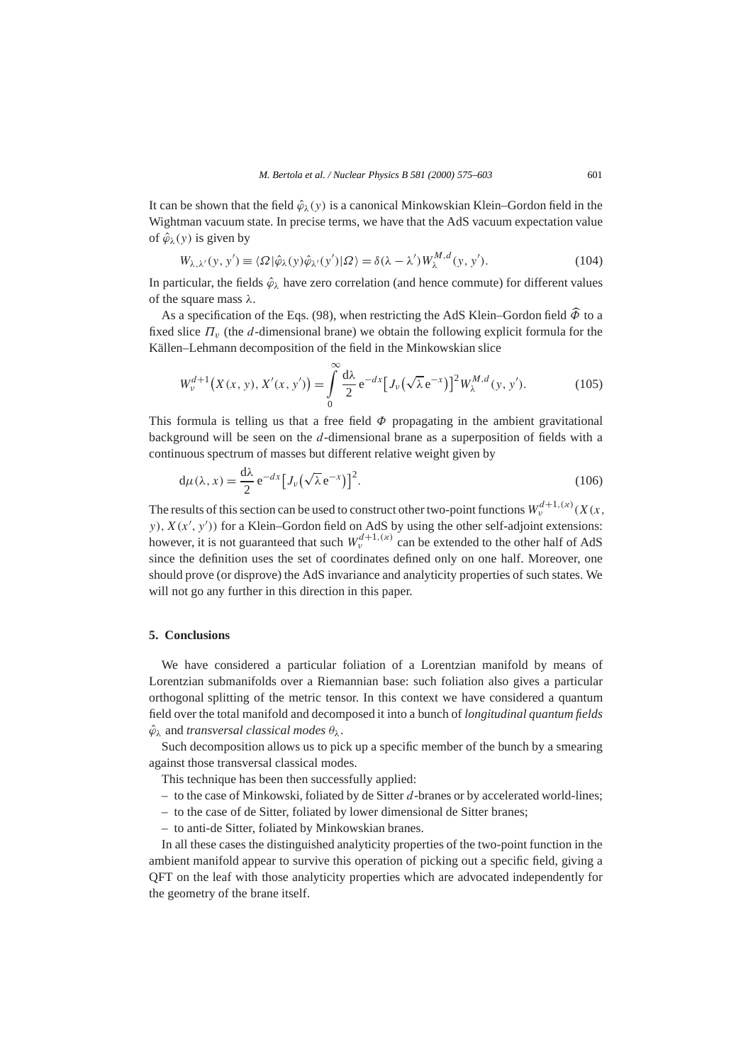It can be shown that the field $\hat{\varphi}_\lambda(y)$ is a canonical Minkowskian Klein–Gordon field in the Wightman vacuum state. In precise terms, we have that the AdS vacuum expectation value of $\hat{\varphi}_\lambda(y)$ is given by

$$W_{\lambda,\lambda'}(y,y') \equiv \langle \Omega|\hat{\varphi}_\lambda(y)\hat{\varphi}_{\lambda'}(y')|\Omega\rangle = \delta(\lambda-\lambda')W_\lambda^{M,d}(y,y'). \tag{104}$$

In particular, the fields $\hat{\varphi}_\lambda$ have zero correlation (and hence commute) for different values of the square mass $\lambda$.

As a specification of the Eqs. (98), when restricting the AdS Klein–Gordon field $\widehat{\Phi}$ to a fixed slice $\Pi_v$ (the $d$-dimensional brane) we obtain the following explicit formula for the Källen–Lehmann decomposition of the field in the Minkowskian slice

$$W_\nu^{d+1}\big(X(x,y),X'(x,y')\big) = \int_0^\infty \frac{\mathrm{d}\lambda}{2}\,\mathrm{e}^{-dx}\big[J_\nu\big(\sqrt{\lambda}\,\mathrm{e}^{-x}\big)\big]^2 W_\lambda^{M,d}(y,y'). \tag{105}$$

This formula is telling us that a free field $\Phi$ propagating in the ambient gravitational background will be seen on the $d$-dimensional brane as a superposition of fields with a continuous spectrum of masses but different relative weight given by

$$\mathrm{d}\mu(\lambda,x) = \frac{\mathrm{d}\lambda}{2}\,\mathrm{e}^{-dx}\big[J_\nu\big(\sqrt{\lambda}\,\mathrm{e}^{-x}\big)\big]^2. \tag{106}$$

The results of this section can be used to construct other two-point functions $W_\nu^{d+1,(\varkappa)}(X(x,y),X(x',y'))$ for a Klein–Gordon field on AdS by using the other self-adjoint extensions: however, it is not guaranteed that such $W_\nu^{d+1,(\varkappa)}$ can be extended to the other half of AdS since the definition uses the set of coordinates defined only on one half. Moreover, one should prove (or disprove) the AdS invariance and analyticity properties of such states. We will not go any further in this direction in this paper.

## 5. Conclusions

We have considered a particular foliation of a Lorentzian manifold by means of Lorentzian submanifolds over a Riemannian base: such foliation also gives a particular orthogonal splitting of the metric tensor. In this context we have considered a quantum field over the total manifold and decomposed it into a bunch of *longitudinal quantum fields* $\hat{\varphi}_\lambda$ and *transversal classical modes* $\theta_\lambda$.

Such decomposition allows us to pick up a specific member of the bunch by a smearing against those transversal classical modes.

This technique has been then successfully applied:

– to the case of Minkowski, foliated by de Sitter $d$-branes or by accelerated world-lines;
– to the case of de Sitter, foliated by lower dimensional de Sitter branes;
– to anti-de Sitter, foliated by Minkowskian branes.

In all these cases the distinguished analyticity properties of the two-point function in the ambient manifold appear to survive this operation of picking out a specific field, giving a QFT on the leaf with those analyticity properties which are advocated independently for the geometry of the brane itself.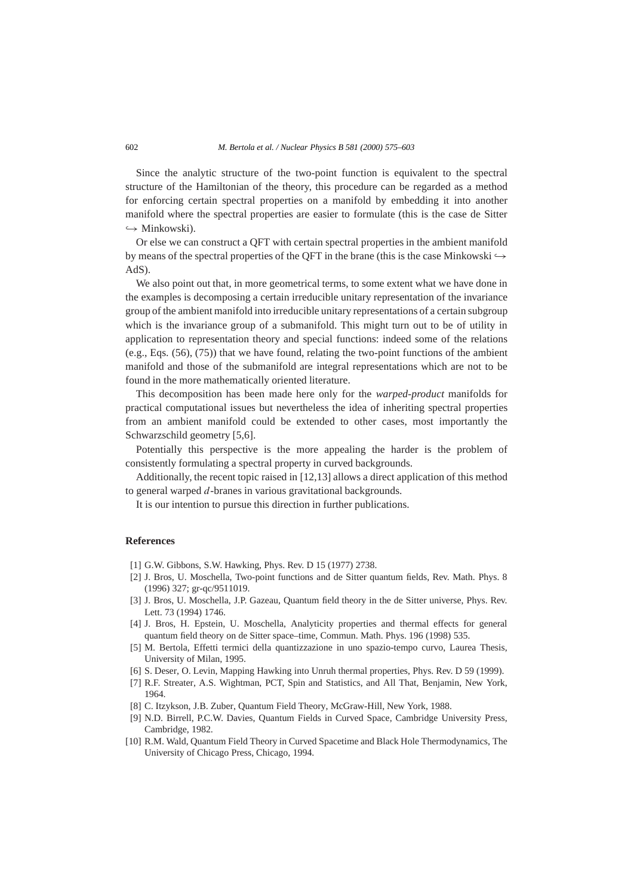Since the analytic structure of the two-point function is equivalent to the spectral structure of the Hamiltonian of the theory, this procedure can be regarded as a method for enforcing certain spectral properties on a manifold by embedding it into another manifold where the spectral properties are easier to formulate (this is the case de Sitter $\hookrightarrow$ Minkowski).

Or else we can construct a QFT with certain spectral properties in the ambient manifold by means of the spectral properties of the QFT in the brane (this is the case Minkowski $\hookrightarrow$ AdS).

We also point out that, in more geometrical terms, to some extent what we have done in the examples is decomposing a certain irreducible unitary representation of the invariance group of the ambient manifold into irreducible unitary representations of a certain subgroup which is the invariance group of a submanifold. This might turn out to be of utility in application to representation theory and special functions: indeed some of the relations (e.g., Eqs. (56), (75)) that we have found, relating the two-point functions of the ambient manifold and those of the submanifold are integral representations which are not to be found in the more mathematically oriented literature.

This decomposition has been made here only for the *warped-product* manifolds for practical computational issues but nevertheless the idea of inheriting spectral properties from an ambient manifold could be extended to other cases, most importantly the Schwarzschild geometry [5,6].

Potentially this perspective is the more appealing the harder is the problem of consistently formulating a spectral property in curved backgrounds.

Additionally, the recent topic raised in [12,13] allows a direct application of this method to general warped $d$-branes in various gravitational backgrounds.

It is our intention to pursue this direction in further publications.

## References

[1] G.W. Gibbons, S.W. Hawking, Phys. Rev. D 15 (1977) 2738.

[2] J. Bros, U. Moschella, Two-point functions and de Sitter quantum fields, Rev. Math. Phys. 8 (1996) 327; gr-qc/9511019.

[3] J. Bros, U. Moschella, J.P. Gazeau, Quantum field theory in the de Sitter universe, Phys. Rev. Lett. 73 (1994) 1746.

[4] J. Bros, H. Epstein, U. Moschella, Analyticity properties and thermal effects for general quantum field theory on de Sitter space–time, Commun. Math. Phys. 196 (1998) 535.

[5] M. Bertola, Effetti termici della quantizzazione in uno spazio-tempo curvo, Laurea Thesis, University of Milan, 1995.

[6] S. Deser, O. Levin, Mapping Hawking into Unruh thermal properties, Phys. Rev. D 59 (1999).

[7] R.F. Streater, A.S. Wightman, PCT, Spin and Statistics, and All That, Benjamin, New York, 1964.

[8] C. Itzykson, J.B. Zuber, Quantum Field Theory, McGraw-Hill, New York, 1988.

[9] N.D. Birrell, P.C.W. Davies, Quantum Fields in Curved Space, Cambridge University Press, Cambridge, 1982.

[10] R.M. Wald, Quantum Field Theory in Curved Spacetime and Black Hole Thermodynamics, The University of Chicago Press, Chicago, 1994.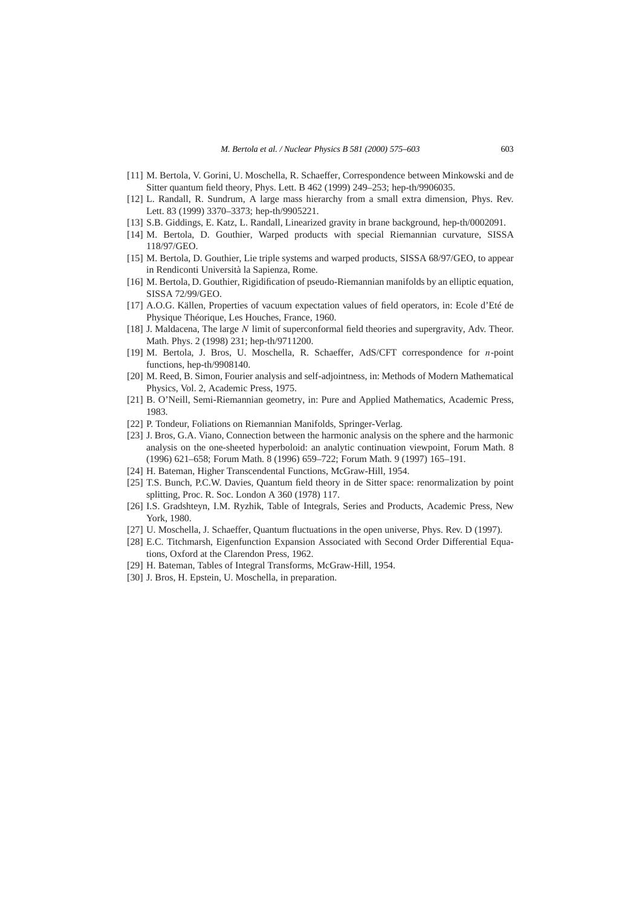[11] M. Bertola, V. Gorini, U. Moschella, R. Schaeffer, Correspondence between Minkowski and de Sitter quantum field theory, Phys. Lett. B 462 (1999) 249–253; hep-th/9906035.
[12] L. Randall, R. Sundrum, A large mass hierarchy from a small extra dimension, Phys. Rev. Lett. 83 (1999) 3370–3373; hep-th/9905221.
[13] S.B. Giddings, E. Katz, L. Randall, Linearized gravity in brane background, hep-th/0002091.
[14] M. Bertola, D. Gouthier, Warped products with special Riemannian curvature, SISSA 118/97/GEO.
[15] M. Bertola, D. Gouthier, Lie triple systems and warped products, SISSA 68/97/GEO, to appear in Rendiconti Università la Sapienza, Rome.
[16] M. Bertola, D. Gouthier, Rigidification of pseudo-Riemannian manifolds by an elliptic equation, SISSA 72/99/GEO.
[17] A.O.G. Källen, Properties of vacuum expectation values of field operators, in: Ecole d'Eté de Physique Théorique, Les Houches, France, 1960.
[18] J. Maldacena, The large *N* limit of superconformal field theories and supergravity, Adv. Theor. Math. Phys. 2 (1998) 231; hep-th/9711200.
[19] M. Bertola, J. Bros, U. Moschella, R. Schaeffer, AdS/CFT correspondence for $n$-point functions, hep-th/9908140.
[20] M. Reed, B. Simon, Fourier analysis and self-adjointness, in: Methods of Modern Mathematical Physics, Vol. 2, Academic Press, 1975.
[21] B. O'Neill, Semi-Riemannian geometry, in: Pure and Applied Mathematics, Academic Press, 1983.
[22] P. Tondeur, Foliations on Riemannian Manifolds, Springer-Verlag.
[23] J. Bros, G.A. Viano, Connection between the harmonic analysis on the sphere and the harmonic analysis on the one-sheeted hyperboloid: an analytic continuation viewpoint, Forum Math. 8 (1996) 621–658; Forum Math. 8 (1996) 659–722; Forum Math. 9 (1997) 165–191.
[24] H. Bateman, Higher Transcendental Functions, McGraw-Hill, 1954.
[25] T.S. Bunch, P.C.W. Davies, Quantum field theory in de Sitter space: renormalization by point splitting, Proc. R. Soc. London A 360 (1978) 117.
[26] I.S. Gradshteyn, I.M. Ryzhik, Table of Integrals, Series and Products, Academic Press, New York, 1980.
[27] U. Moschella, J. Schaeffer, Quantum fluctuations in the open universe, Phys. Rev. D (1997).
[28] E.C. Titchmarsh, Eigenfunction Expansion Associated with Second Order Differential Equations, Oxford at the Clarendon Press, 1962.
[29] H. Bateman, Tables of Integral Transforms, McGraw-Hill, 1954.
[30] J. Bros, H. Epstein, U. Moschella, in preparation.